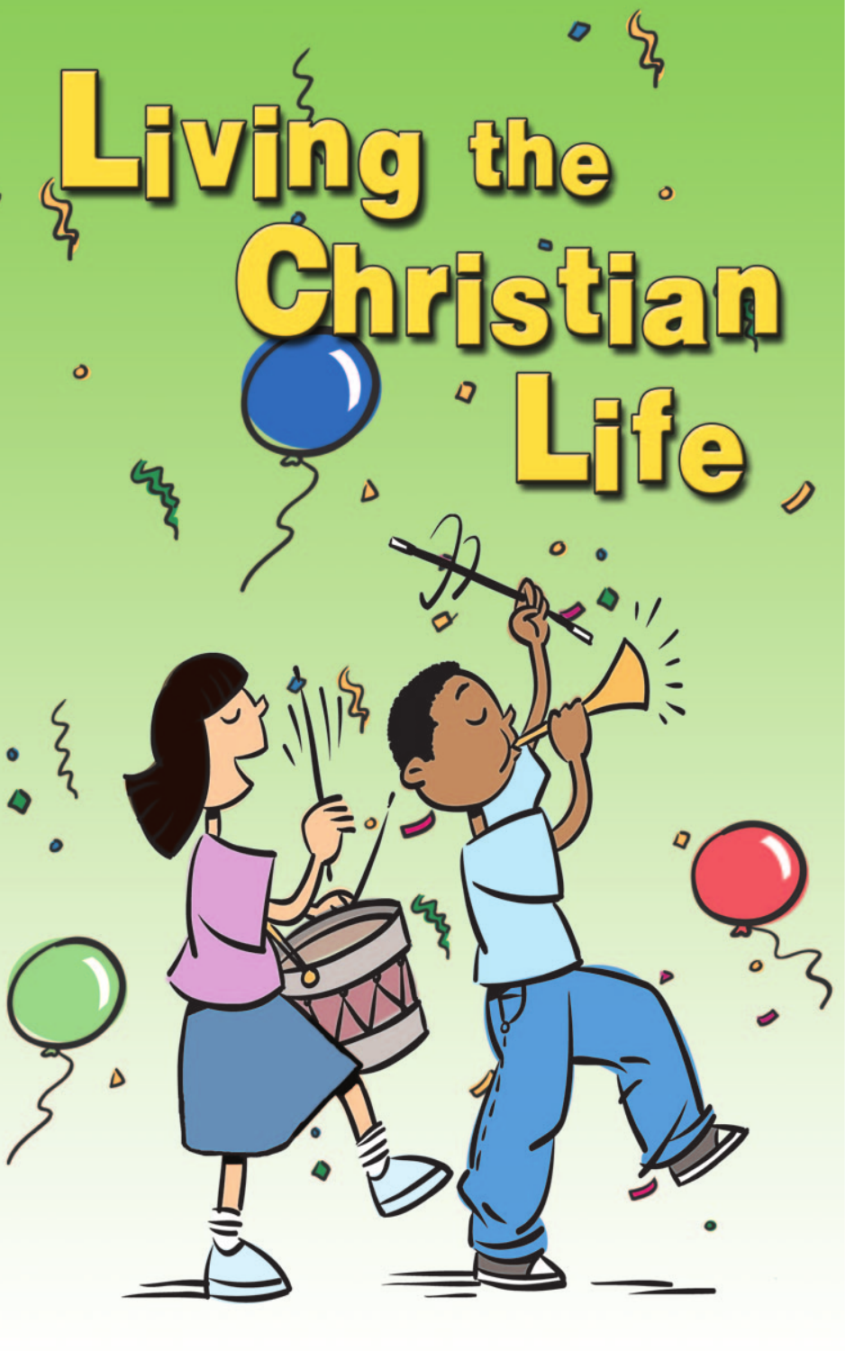# Living the Christian Life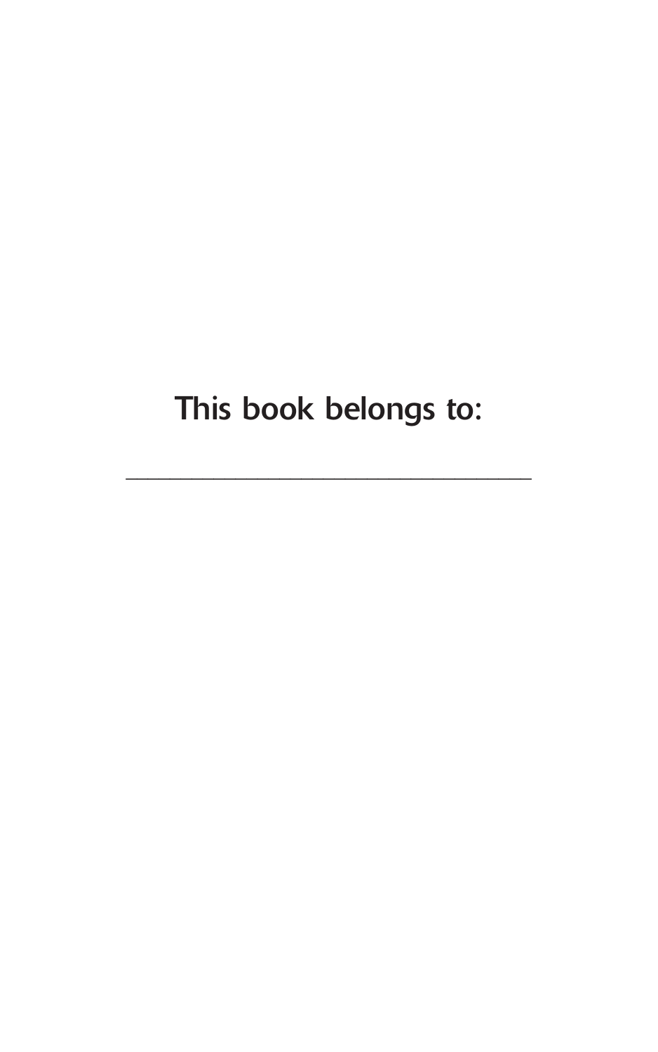This book belongs to:

\_\_\_\_\_\_\_\_\_\_\_\_\_\_\_\_\_\_\_\_\_\_\_\_\_\_\_\_\_\_\_\_\_\_\_\_\_\_\_\_

This book belongs to:

________________________________________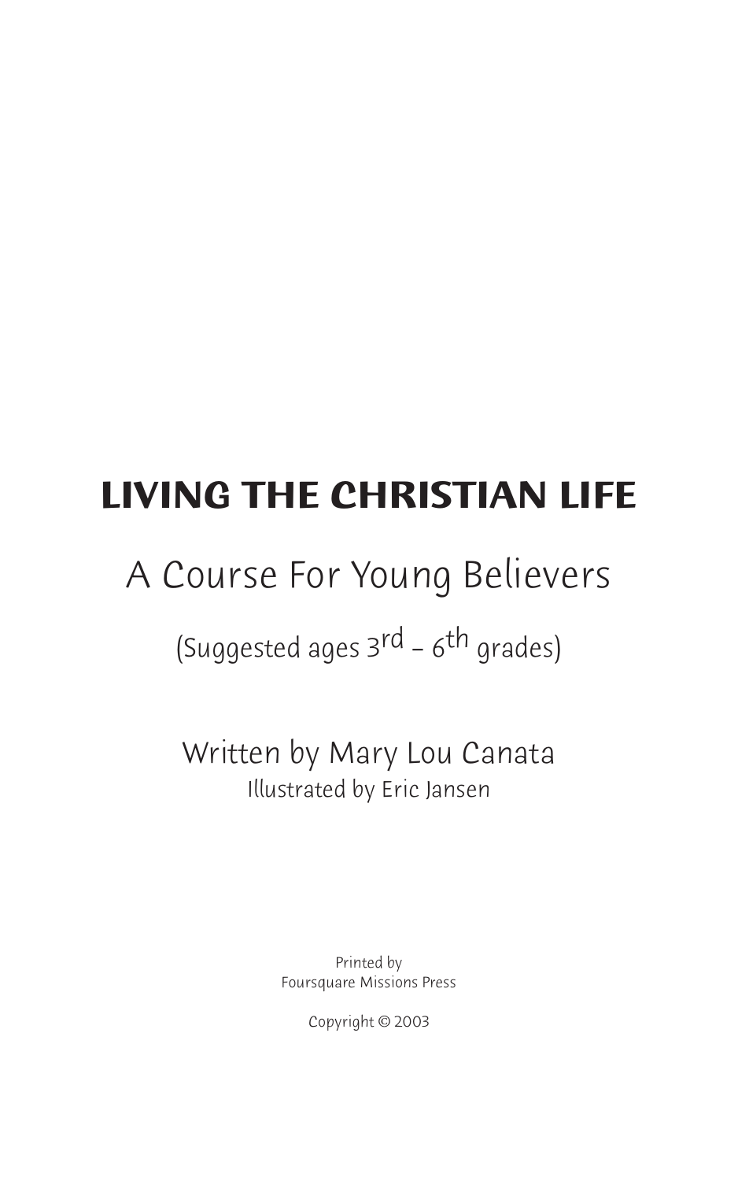# LIVING THE CHRISTIAN LIFE

## A Course For Young Believers

(Suggested ages 3rd – 6th grades)

Written by Mary Lou Canata

Illustrated by Eric Jansen

Printed by
Foursquare Missions Press

Copyright © 2003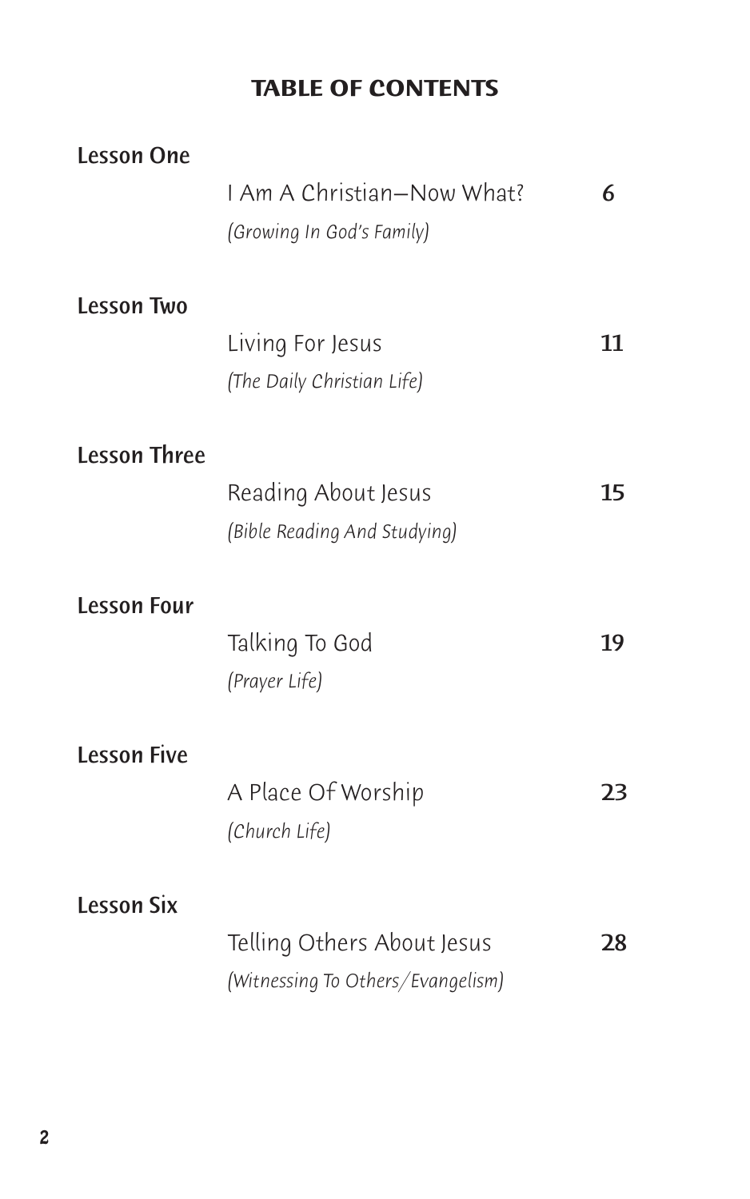# TABLE OF CONTENTS

| | | |
|---|---|---|
| **Lesson One** | I Am A Christian—Now What? *(Growing In God's Family)* | **6** |
| **Lesson Two** | Living For Jesus *(The Daily Christian Life)* | **11** |
| **Lesson Three** | Reading About Jesus *(Bible Reading And Studying)* | **15** |
| **Lesson Four** | Talking To God *(Prayer Life)* | **19** |
| **Lesson Five** | A Place Of Worship *(Church Life)* | **23** |
| **Lesson Six** | Telling Others About Jesus *(Witnessing To Others/Evangelism)* | **28** |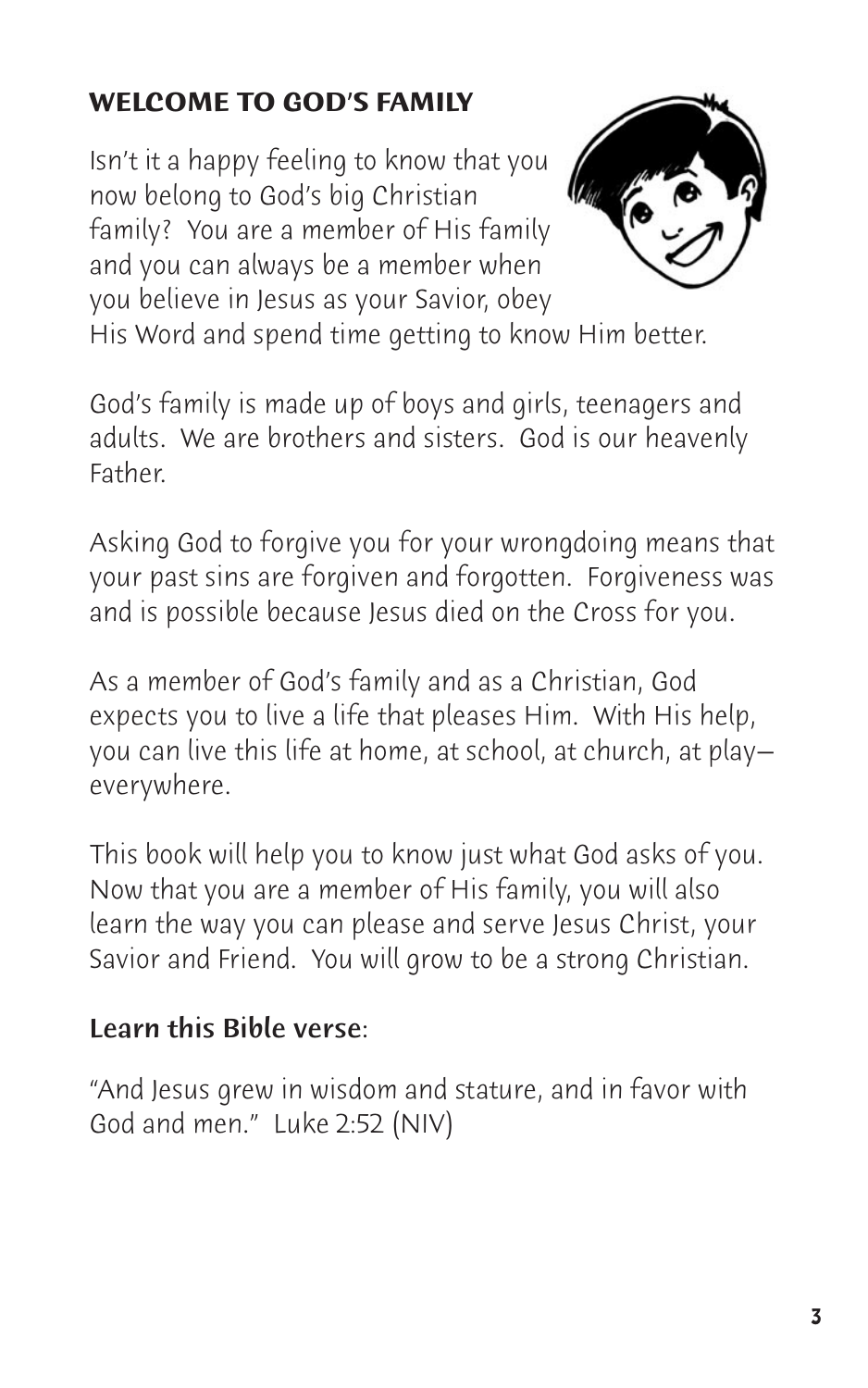## WELCOME TO GOD'S FAMILY

Isn't it a happy feeling to know that you now belong to God's big Christian family? You are a member of His family and you can always be a member when you believe in Jesus as your Savior, obey His Word and spend time getting to know Him better.

God's family is made up of boys and girls, teenagers and adults. We are brothers and sisters. God is our heavenly Father.

Asking God to forgive you for your wrongdoing means that your past sins are forgiven and forgotten. Forgiveness was and is possible because Jesus died on the Cross for you.

As a member of God's family and as a Christian, God expects you to live a life that pleases Him. With His help, you can live this life at home, at school, at church, at play—everywhere.

This book will help you to know just what God asks of you. Now that you are a member of His family, you will also learn the way you can please and serve Jesus Christ, your Savior and Friend. You will grow to be a strong Christian.

**Learn this Bible verse**:

"And Jesus grew in wisdom and stature, and in favor with God and men." Luke 2:52 (NIV)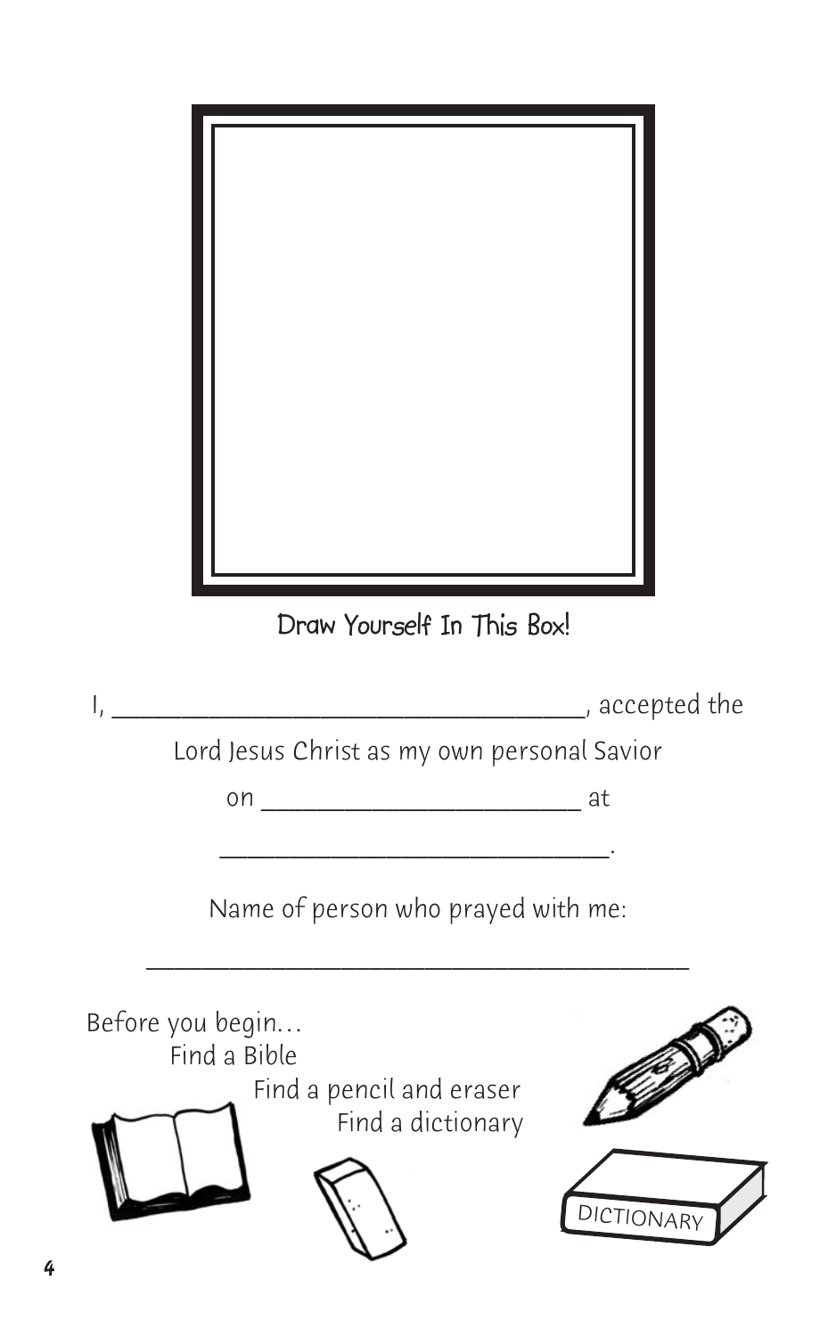Draw Yourself In This Box!

I, ___________________________________, accepted the

Lord Jesus Christ as my own personal Savior

on _______________________ at

___________________________.

Name of person who prayed with me:

_______________________________________

Before you begin…

Find a Bible

Find a pencil and eraser

Find a dictionary

DICTIONARY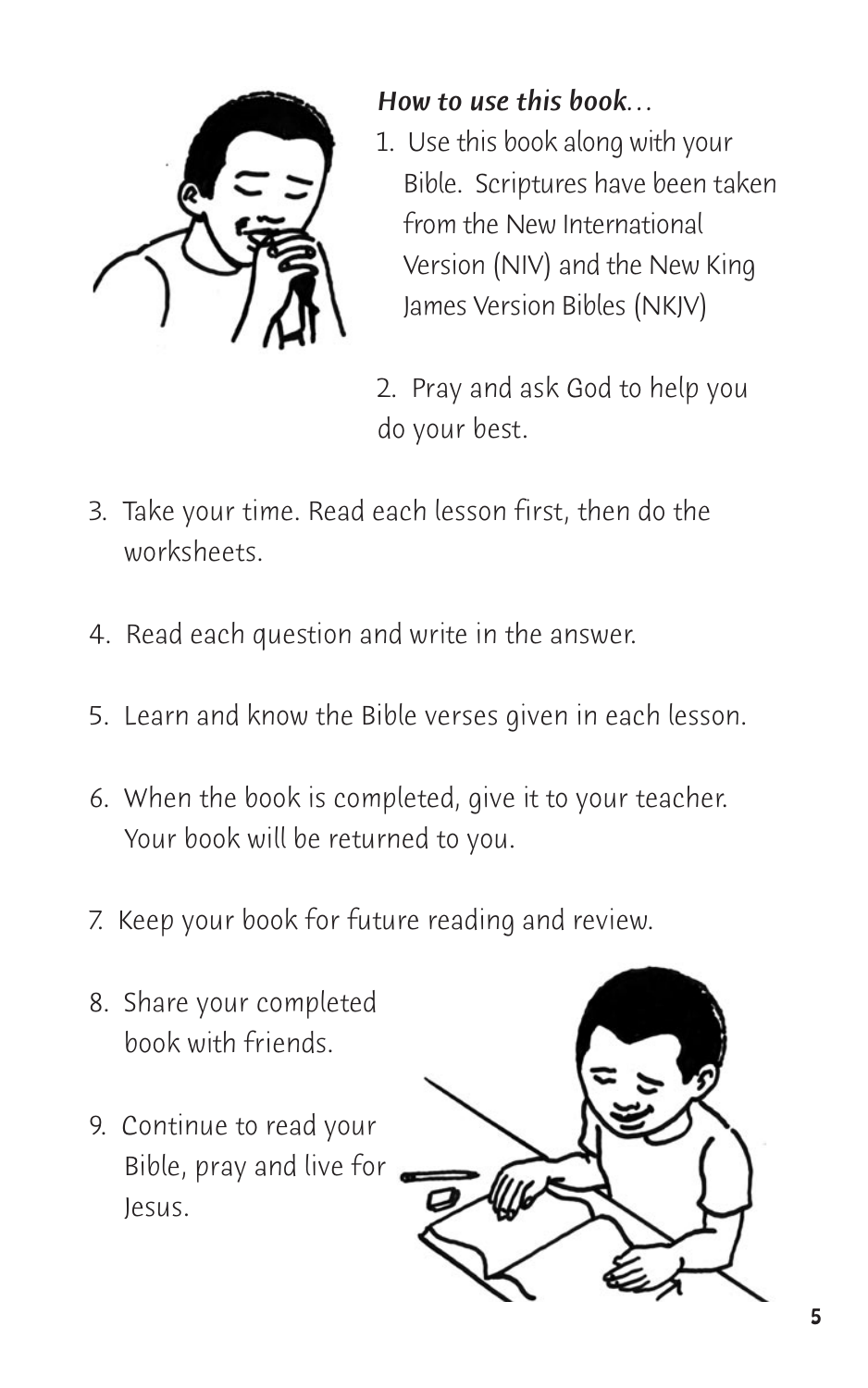*How to use this book…*

1. Use this book along with your Bible. Scriptures have been taken from the New International Version (NIV) and the New King James Version Bibles (NKJV)
2. Pray and ask God to help you do your best.
3. Take your time. Read each lesson first, then do the worksheets.
4. Read each question and write in the answer.
5. Learn and know the Bible verses given in each lesson.
6. When the book is completed, give it to your teacher. Your book will be returned to you.
7. Keep your book for future reading and review.
8. Share your completed book with friends.
9. Continue to read your Bible, pray and live for Jesus.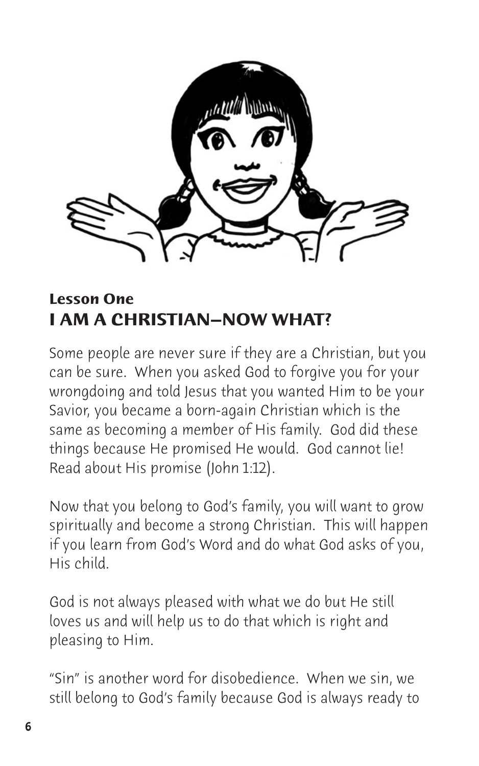### Lesson One

## I AM A CHRISTIAN—NOW WHAT?

Some people are never sure if they are a Christian, but you can be sure. When you asked God to forgive you for your wrongdoing and told Jesus that you wanted Him to be your Savior, you became a born-again Christian which is the same as becoming a member of His family. God did these things because He promised He would. God cannot lie! Read about His promise (John 1:12).

Now that you belong to God's family, you will want to grow spiritually and become a strong Christian. This will happen if you learn from God's Word and do what God asks of you, His child.

God is not always pleased with what we do but He still loves us and will help us to do that which is right and pleasing to Him.

"Sin" is another word for disobedience. When we sin, we still belong to God's family because God is always ready to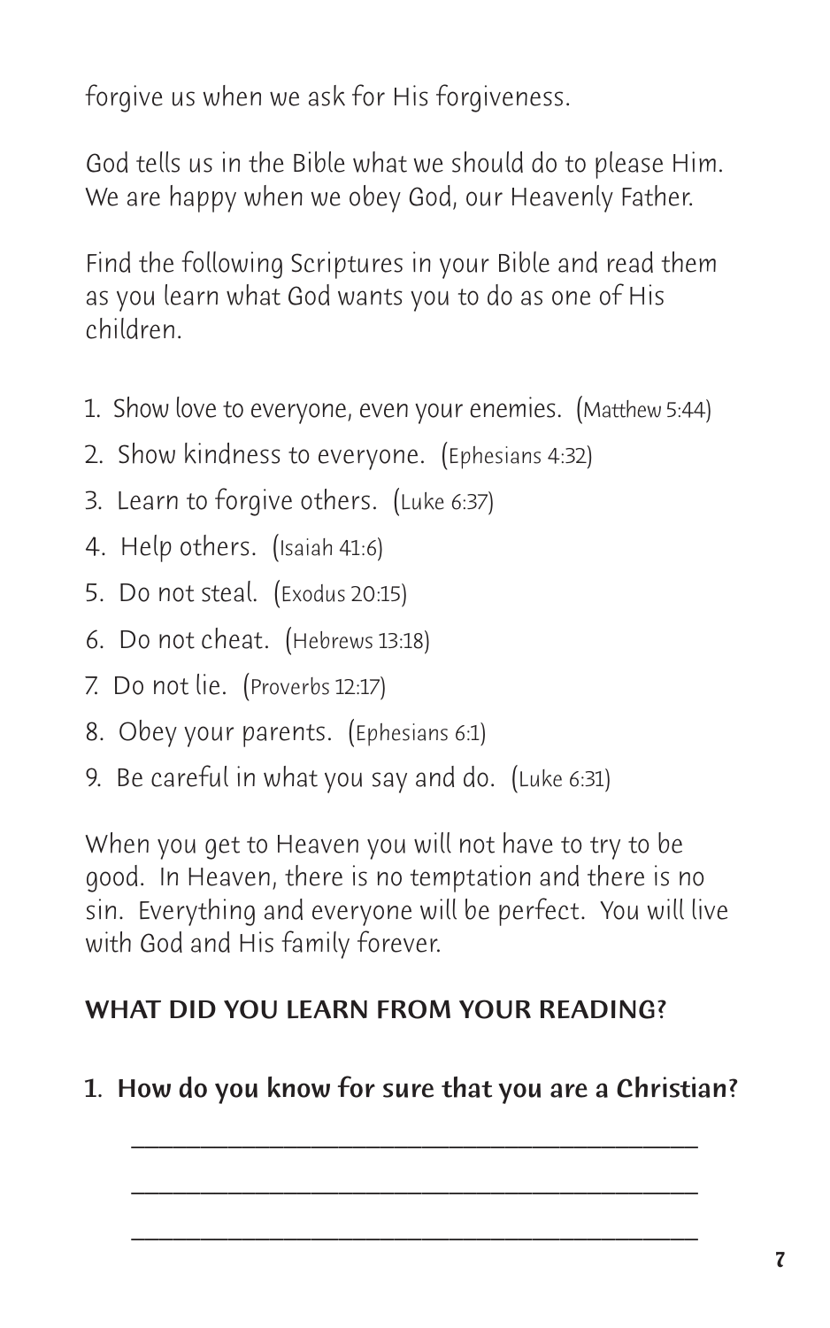forgive us when we ask for His forgiveness.

God tells us in the Bible what we should do to please Him. We are happy when we obey God, our Heavenly Father.

Find the following Scriptures in your Bible and read them as you learn what God wants you to do as one of His children.

1. Show love to everyone, even your enemies. (Matthew 5:44)
2. Show kindness to everyone. (Ephesians 4:32)
3. Learn to forgive others. (Luke 6:37)
4. Help others. (Isaiah 41:6)
5. Do not steal. (Exodus 20:15)
6. Do not cheat. (Hebrews 13:18)
7. Do not lie. (Proverbs 12:17)
8. Obey your parents. (Ephesians 6:1)
9. Be careful in what you say and do. (Luke 6:31)

When you get to Heaven you will not have to try to be good. In Heaven, there is no temptation and there is no sin. Everything and everyone will be perfect. You will live with God and His family forever.

**WHAT DID YOU LEARN FROM YOUR READING?**

**1. How do you know for sure that you are a Christian?**

______________________________________

______________________________________

______________________________________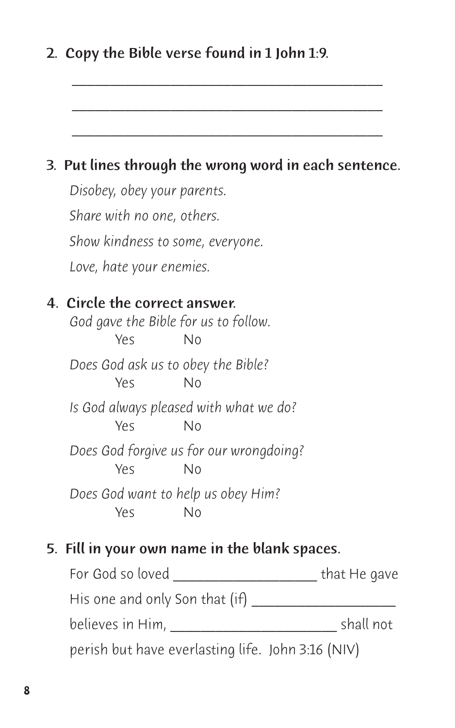2. **Copy the Bible verse found in 1 John 1:9.**

______________________________________________

______________________________________________

______________________________________________

3. **Put lines through the wrong word in each sentence.**

   *Disobey, obey your parents.*

   *Share with no one, others.*

   *Show kindness to some, everyone.*

   *Love, hate your enemies.*

4. **Circle the correct answer.**

   *God gave the Bible for us to follow.*

   Yes No

   *Does God ask us to obey the Bible?*

   Yes No

   *Is God always pleased with what we do?*

   Yes No

   *Does God forgive us for our wrongdoing?*

   Yes No

   *Does God want to help us obey Him?*

   Yes No

5. **Fill in your own name in the blank spaces.**

   For God so loved ___________________ that He gave His one and only Son that (if) ___________________ believes in Him, ______________________ shall not perish but have everlasting life. John 3:16 (NIV)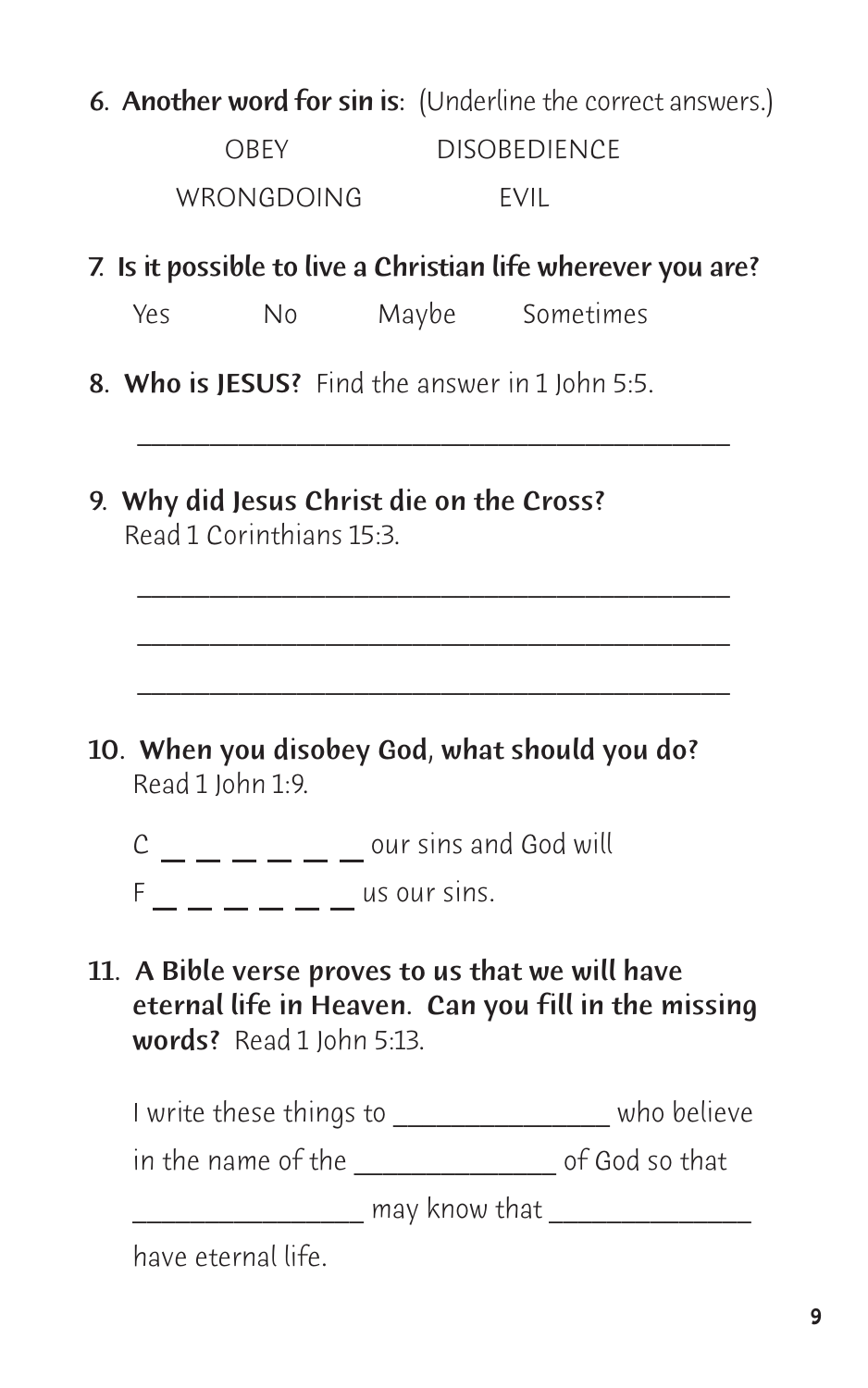**6. Another word for sin is:** (Underline the correct answers.)

OBEY DISOBEDIENCE

WRONGDOING EVIL

**7. Is it possible to live a Christian life wherever you are?**

Yes No Maybe Sometimes

**8. Who is JESUS?** Find the answer in 1 John 5:5.

\_\_\_\_\_\_\_\_\_\_\_\_\_\_\_\_\_\_\_\_\_\_\_\_\_\_\_\_\_\_\_\_\_\_\_\_\_\_\_\_

**9. Why did Jesus Christ die on the Cross?**
Read 1 Corinthians 15:3.

\_\_\_\_\_\_\_\_\_\_\_\_\_\_\_\_\_\_\_\_\_\_\_\_\_\_\_\_\_\_\_\_\_\_\_\_\_\_\_\_

\_\_\_\_\_\_\_\_\_\_\_\_\_\_\_\_\_\_\_\_\_\_\_\_\_\_\_\_\_\_\_\_\_\_\_\_\_\_\_\_

\_\_\_\_\_\_\_\_\_\_\_\_\_\_\_\_\_\_\_\_\_\_\_\_\_\_\_\_\_\_\_\_\_\_\_\_\_\_\_\_

**10. When you disobey God, what should you do?**
Read 1 John 1:9.

C \_ \_ \_ \_ \_ \_ our sins and God will

F \_ \_ \_ \_ \_ \_ us our sins.

**11. A Bible verse proves to us that we will have eternal life in Heaven. Can you fill in the missing words?** Read 1 John 5:13.

I write these things to \_\_\_\_\_\_\_\_\_\_\_\_\_\_\_ who believe in the name of the \_\_\_\_\_\_\_\_\_\_\_\_\_\_ of God so that \_\_\_\_\_\_\_\_\_\_\_\_\_\_\_\_ may know that \_\_\_\_\_\_\_\_\_\_\_\_\_\_ have eternal life.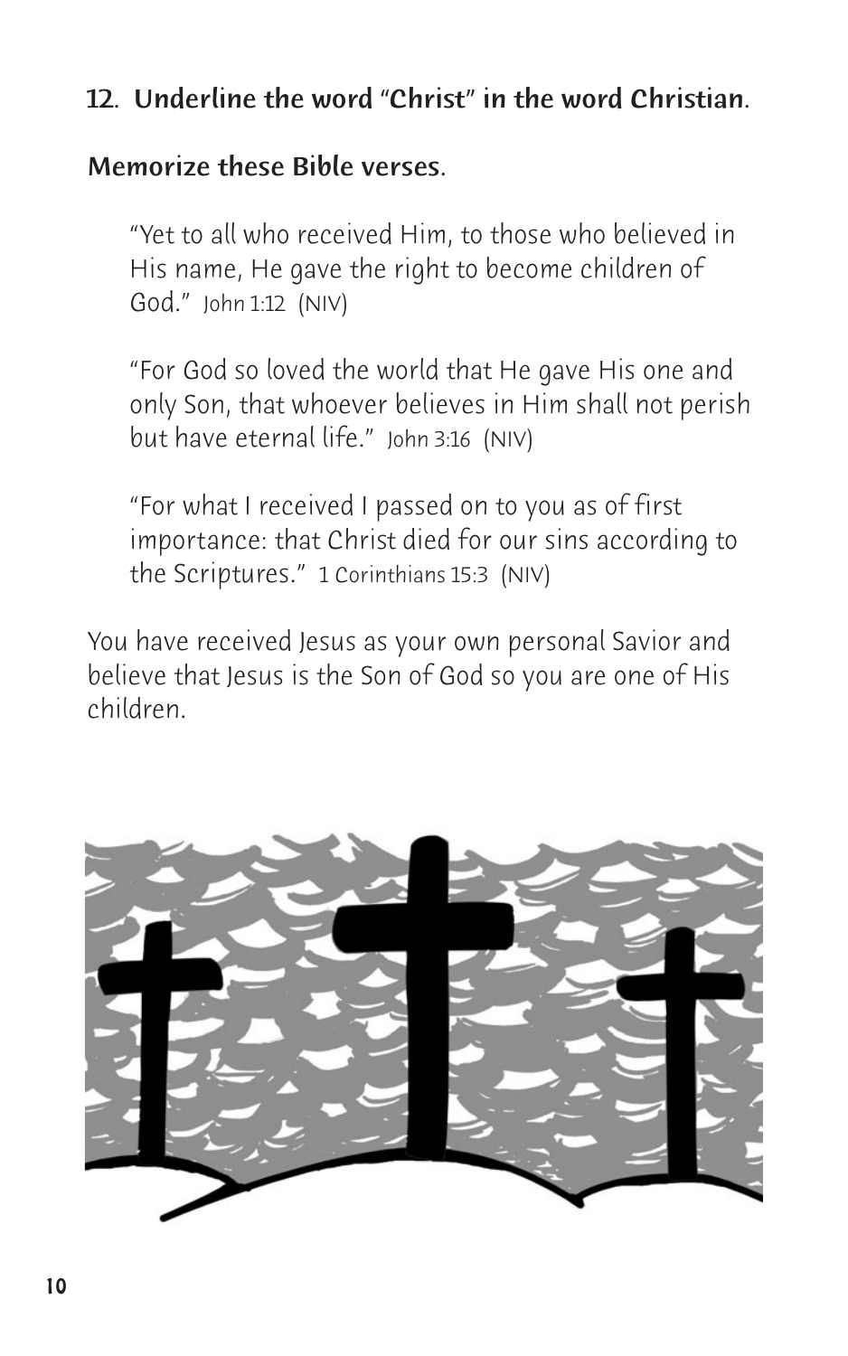**12. Underline the word "Christ" in the word Christian.**

**Memorize these Bible verses.**

> "Yet to all who received Him, to those who believed in His name, He gave the right to become children of God." John 1:12 (NIV)

> "For God so loved the world that He gave His one and only Son, that whoever believes in Him shall not perish but have eternal life." John 3:16 (NIV)

> "For what I received I passed on to you as of first importance: that Christ died for our sins according to the Scriptures." 1 Corinthians 15:3 (NIV)

You have received Jesus as your own personal Savior and believe that Jesus is the Son of God so you are one of His children.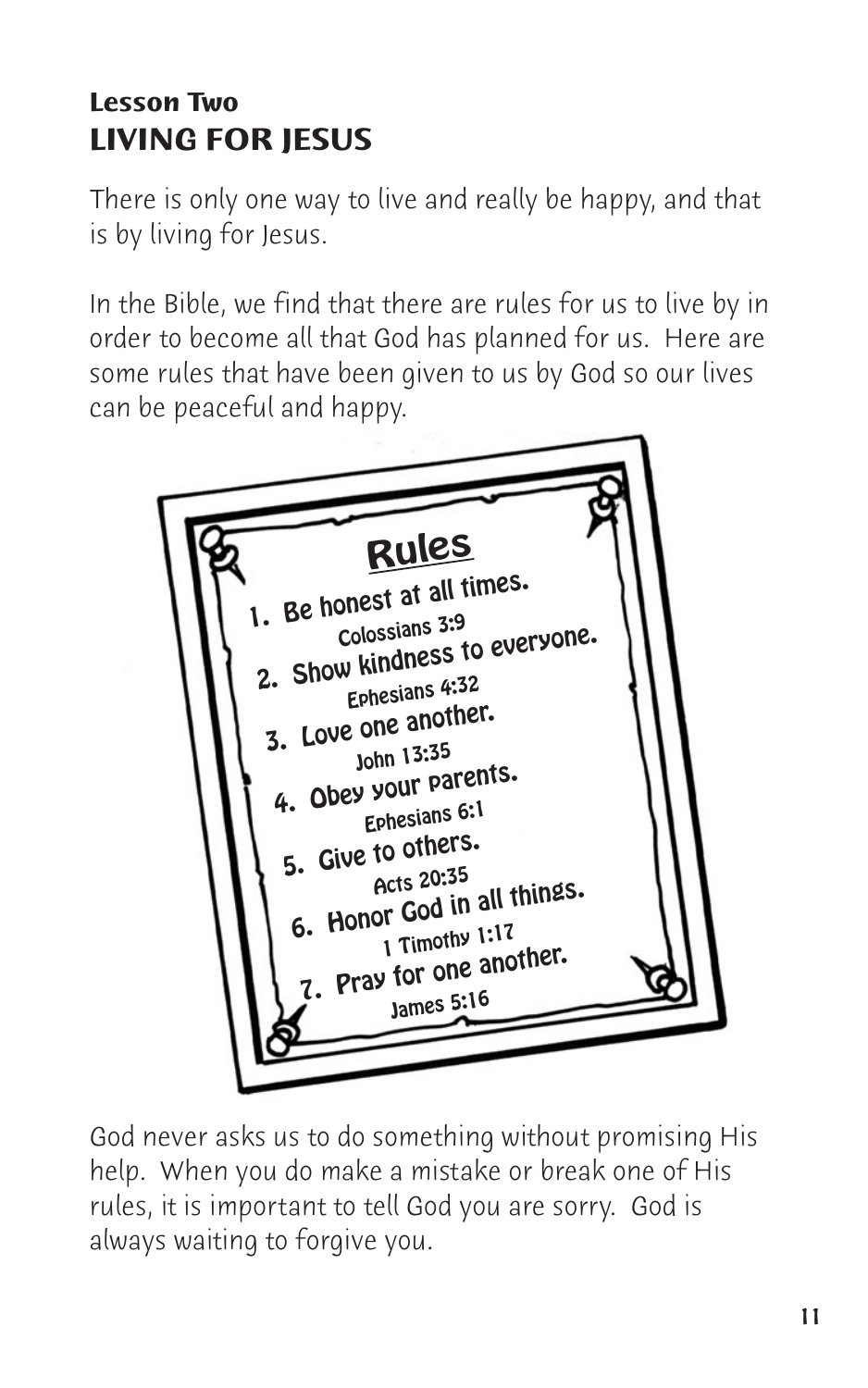**Lesson Two**

## LIVING FOR JESUS

There is only one way to live and really be happy, and that is by living for Jesus.

In the Bible, we find that there are rules for us to live by in order to become all that God has planned for us. Here are some rules that have been given to us by God so our lives can be peaceful and happy.

### Rules

1. Be honest at all times.
   Colossians 3:9
2. Show kindness to everyone.
   Ephesians 4:32
3. Love one another.
   John 13:35
4. Obey your parents.
   Ephesians 6:1
5. Give to others.
   Acts 20:35
6. Honor God in all things.
   1 Timothy 1:17
7. Pray for one another.
   James 5:16

God never asks us to do something without promising His help. When you do make a mistake or break one of His rules, it is important to tell God you are sorry. God is always waiting to forgive you.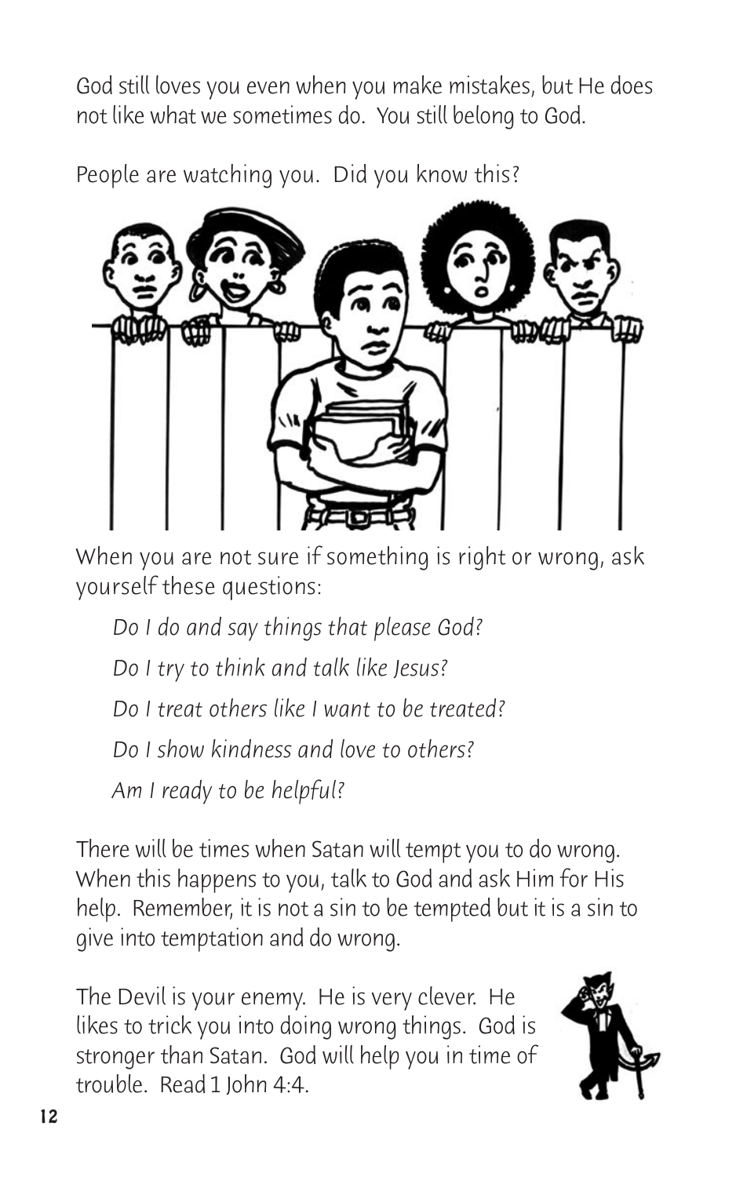God still loves you even when you make mistakes, but He does not like what we sometimes do. You still belong to God.

People are watching you. Did you know this?

When you are not sure if something is right or wrong, ask yourself these questions:

*Do I do and say things that please God?*

*Do I try to think and talk like Jesus?*

*Do I treat others like I want to be treated?*

*Do I show kindness and love to others?*

*Am I ready to be helpful?*

There will be times when Satan will tempt you to do wrong. When this happens to you, talk to God and ask Him for His help. Remember, it is not a sin to be tempted but it is a sin to give into temptation and do wrong.

The Devil is your enemy. He is very clever. He likes to trick you into doing wrong things. God is stronger than Satan. God will help you in time of trouble. Read 1 John 4:4.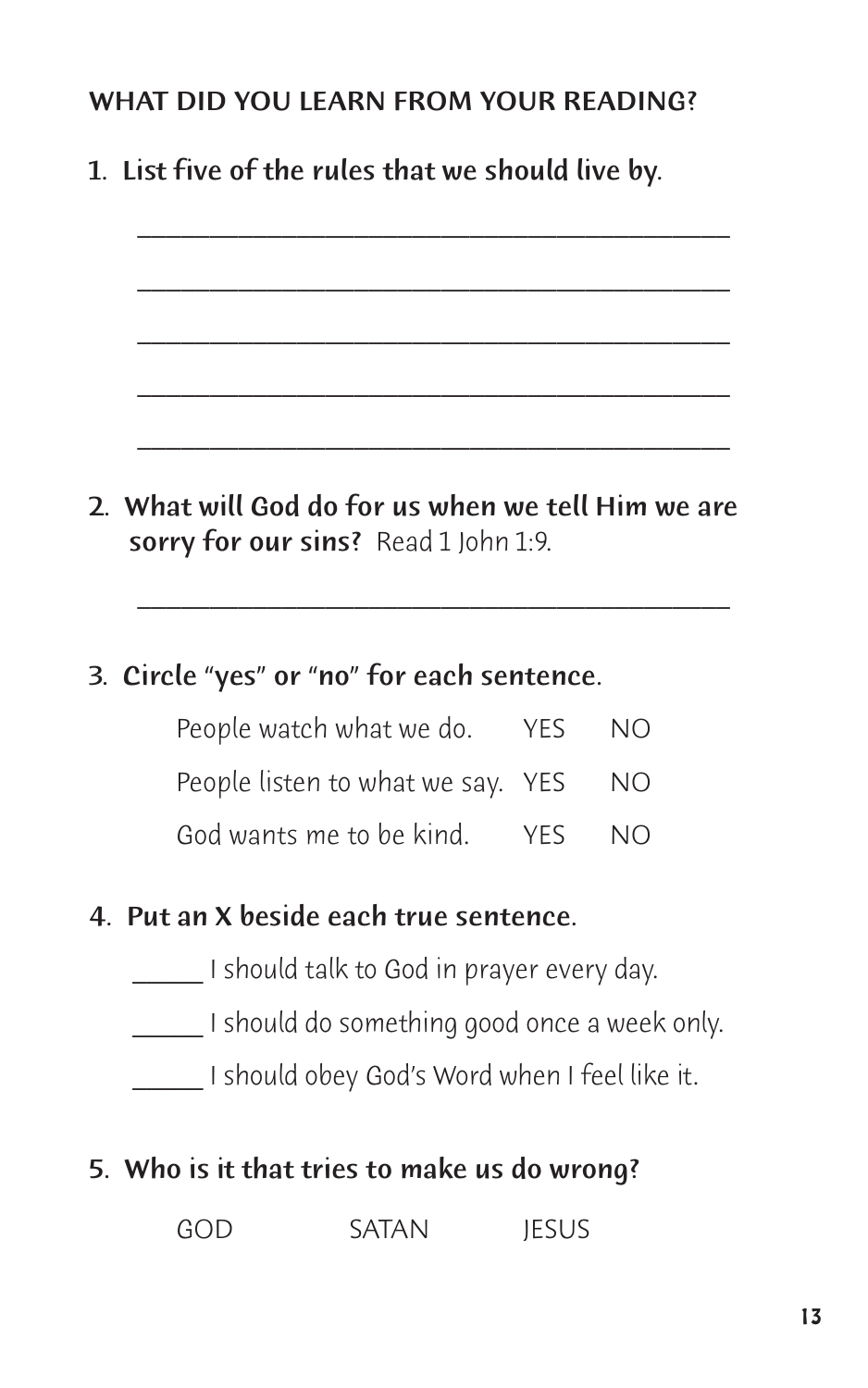## WHAT DID YOU LEARN FROM YOUR READING?

1. **List five of the rules that we should live by.**

   ____________________________________________

   ____________________________________________

   ____________________________________________

   ____________________________________________

   ____________________________________________

2. **What will God do for us when we tell Him we are sorry for our sins?** Read 1 John 1:9.

   ____________________________________________

3. **Circle "yes" or "no" for each sentence.**

   People watch what we do. YES NO

   People listen to what we say. YES NO

   God wants me to be kind. YES NO

4. **Put an X beside each true sentence.**

   _____ I should talk to God in prayer every day.

   _____ I should do something good once a week only.

   _____ I should obey God's Word when I feel like it.

5. **Who is it that tries to make us do wrong?**

   GOD SATAN JESUS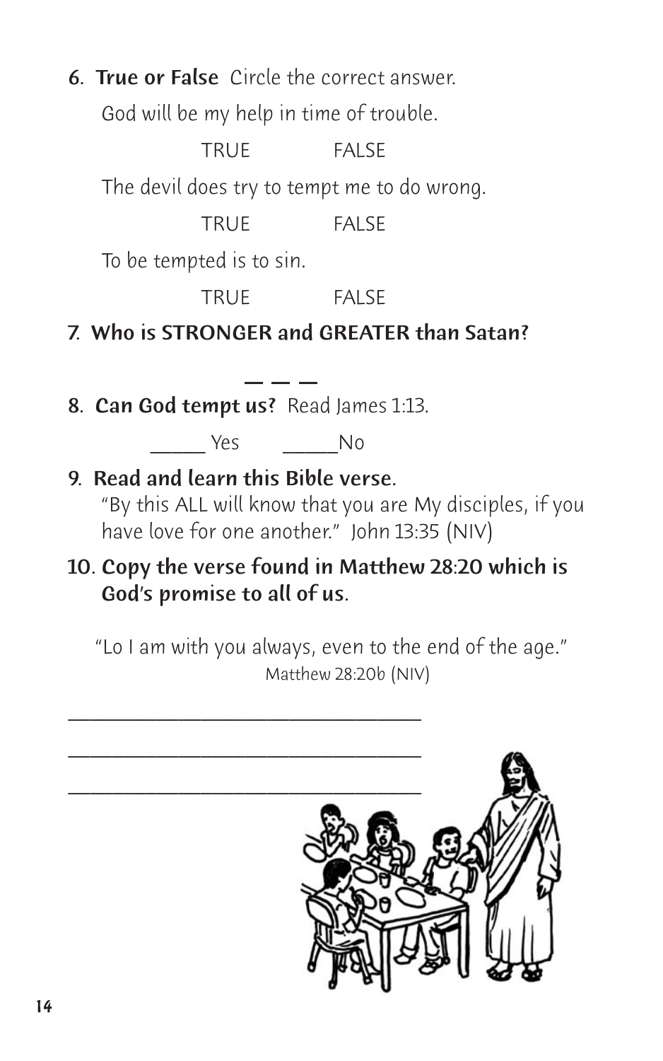6. **True or False** Circle the correct answer.

   God will be my help in time of trouble.

   TRUE FALSE

   The devil does try to tempt me to do wrong.

   TRUE FALSE

   To be tempted is to sin.

   TRUE FALSE

7. **Who is STRONGER and GREATER than Satan?**

   _ _ _

8. **Can God tempt us?** Read James 1:13.

   _____ Yes _____No

9. **Read and learn this Bible verse.**

   "By this ALL will know that you are My disciples, if you have love for one another." John 13:35 (NIV)

10. **Copy the verse found in Matthew 28:20 which is God's promise to all of us.**

    "Lo I am with you always, even to the end of the age."
    Matthew 28:20b (NIV)

    ______________________________

    ______________________________

    ______________________________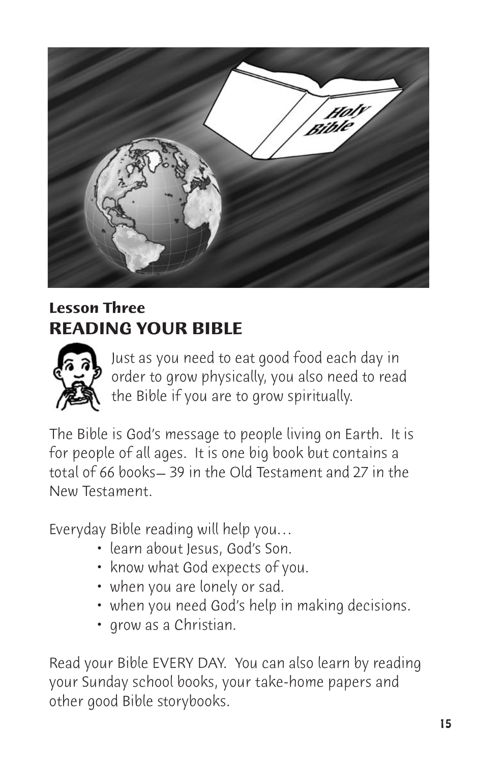**Lesson Three**

## READING YOUR BIBLE

Just as you need to eat good food each day in order to grow physically, you also need to read the Bible if you are to grow spiritually.

The Bible is God's message to people living on Earth. It is for people of all ages. It is one big book but contains a total of 66 books— 39 in the Old Testament and 27 in the New Testament.

Everyday Bible reading will help you…

- learn about Jesus, God's Son.
- know what God expects of you.
- when you are lonely or sad.
- when you need God's help in making decisions.
- grow as a Christian.

Read your Bible EVERY DAY. You can also learn by reading your Sunday school books, your take-home papers and other good Bible storybooks.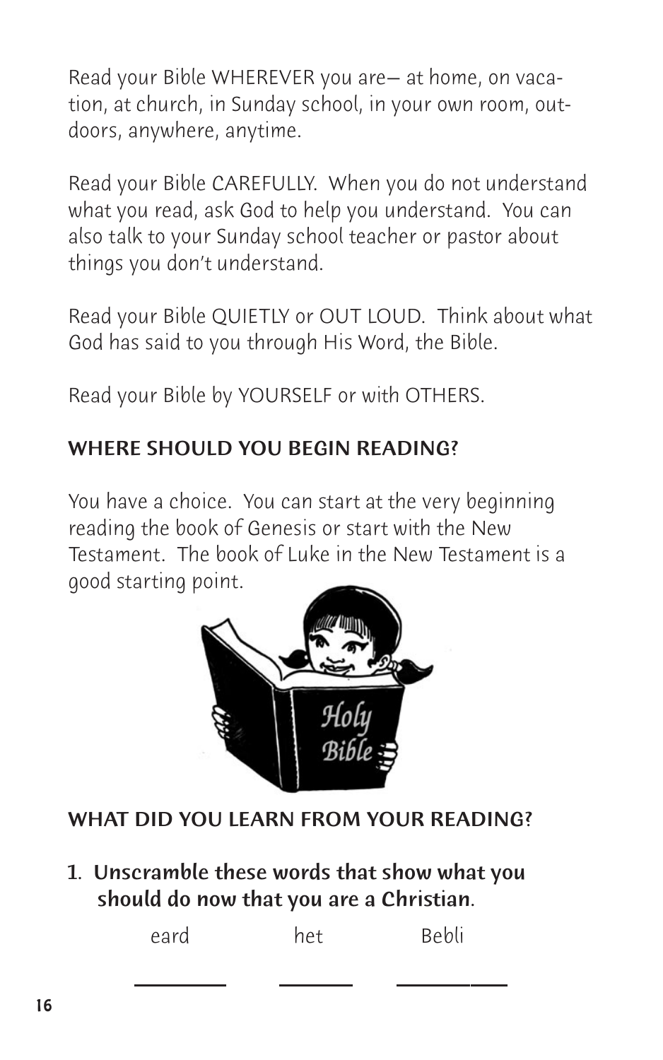Read your Bible WHEREVER you are— at home, on vacation, at church, in Sunday school, in your own room, outdoors, anywhere, anytime.

Read your Bible CAREFULLY. When you do not understand what you read, ask God to help you understand. You can also talk to your Sunday school teacher or pastor about things you don't understand.

Read your Bible QUIETLY or OUT LOUD. Think about what God has said to you through His Word, the Bible.

Read your Bible by YOURSELF or with OTHERS.

## WHERE SHOULD YOU BEGIN READING?

You have a choice. You can start at the very beginning reading the book of Genesis or start with the New Testament. The book of Luke in the New Testament is a good starting point.

## WHAT DID YOU LEARN FROM YOUR READING?

1. **Unscramble these words that show what you should do now that you are a Christian.**

   eard ________ het ________ Bebli ________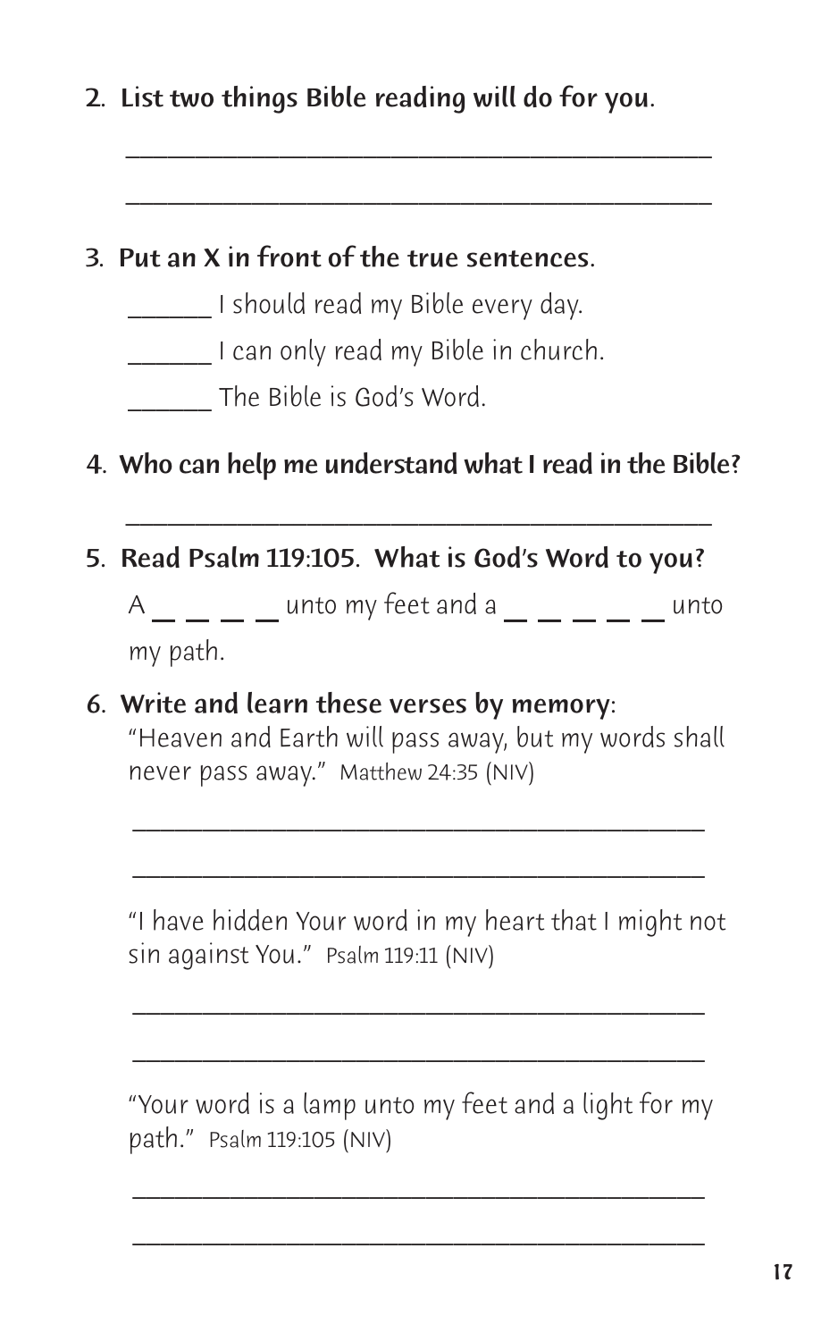2. **List two things Bible reading will do for you.**

   ______________________________________________

   ______________________________________________

3. **Put an X in front of the true sentences.**

   ______ I should read my Bible every day.

   ______ I can only read my Bible in church.

   ______ The Bible is God's Word.

4. **Who can help me understand what I read in the Bible?**

   ______________________________________________

5. **Read Psalm 119:105. What is God's Word to you?**

   A _ _ _ _ unto my feet and a _ _ _ _ _ unto my path.

6. **Write and learn these verses by memory:**

   "Heaven and Earth will pass away, but my words shall never pass away." Matthew 24:35 (NIV)

   ______________________________________________

   ______________________________________________

   "I have hidden Your word in my heart that I might not sin against You." Psalm 119:11 (NIV)

   ______________________________________________

   ______________________________________________

   "Your word is a lamp unto my feet and a light for my path." Psalm 119:105 (NIV)

   ______________________________________________

   ______________________________________________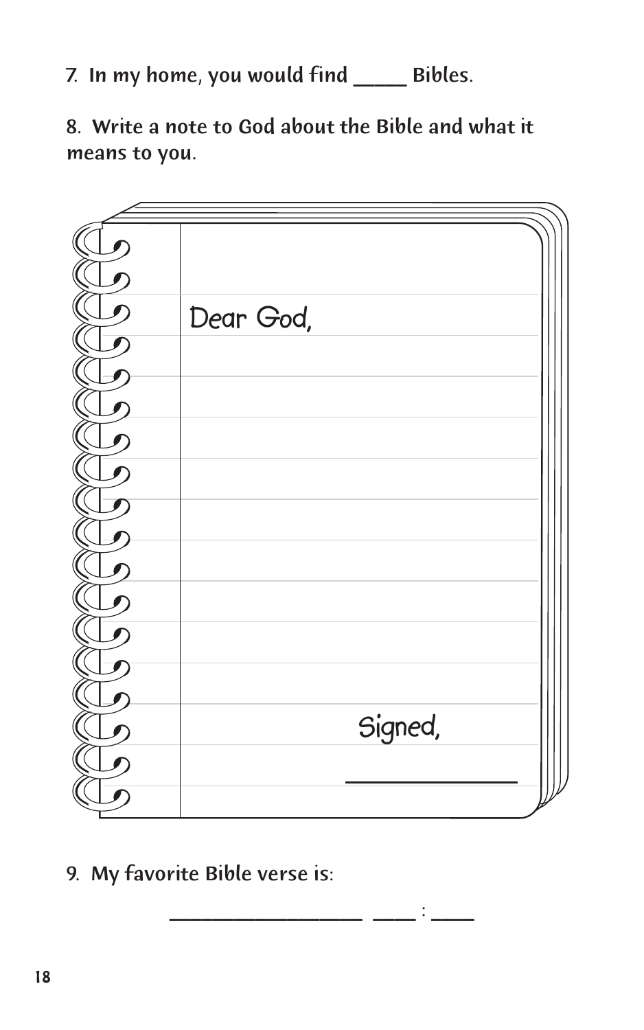7. In my home, you would find _____ Bibles.

8. Write a note to God about the Bible and what it means to you.

Dear God,

Signed,

_______________

9. My favorite Bible verse is:

___________________ ____ : ____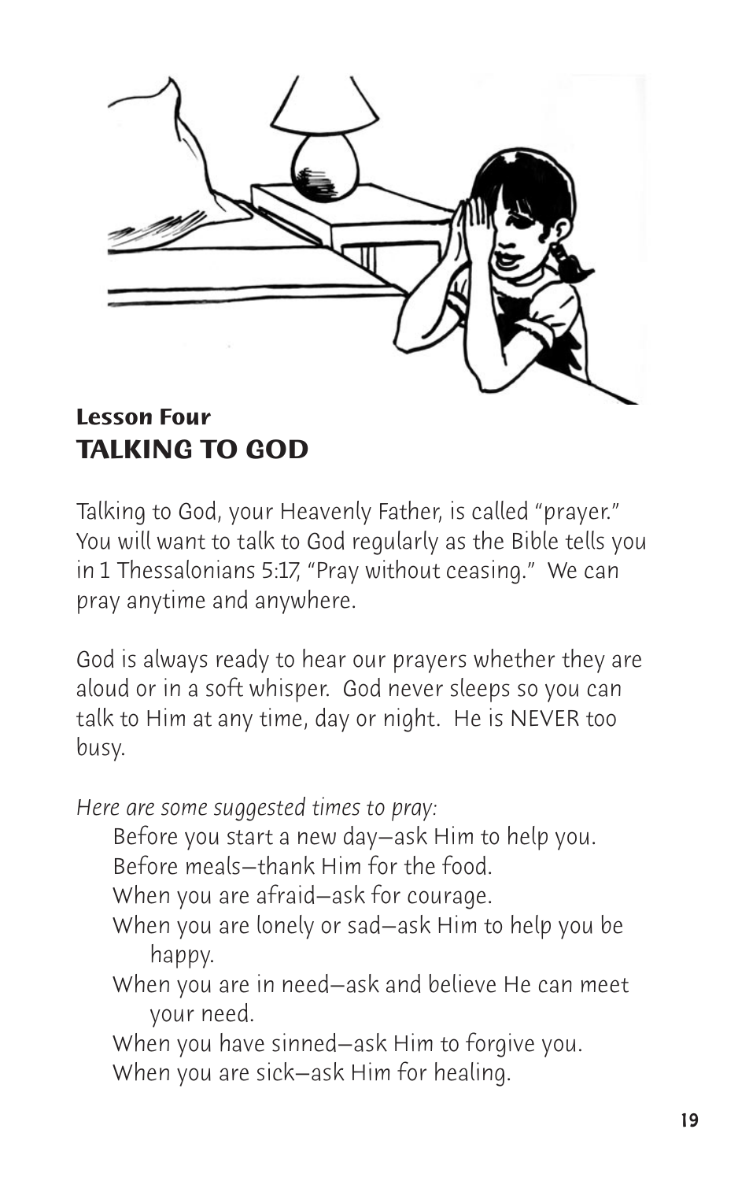**Lesson Four**

## TALKING TO GOD

Talking to God, your Heavenly Father, is called "prayer." You will want to talk to God regularly as the Bible tells you in 1 Thessalonians 5:17, "Pray without ceasing." We can pray anytime and anywhere.

God is always ready to hear our prayers whether they are aloud or in a soft whisper. God never sleeps so you can talk to Him at any time, day or night. He is NEVER too busy.

*Here are some suggested times to pray:*

- Before you start a new day—ask Him to help you.
- Before meals—thank Him for the food.
- When you are afraid—ask for courage.
- When you are lonely or sad—ask Him to help you be happy.
- When you are in need—ask and believe He can meet your need.
- When you have sinned—ask Him to forgive you.
- When you are sick—ask Him for healing.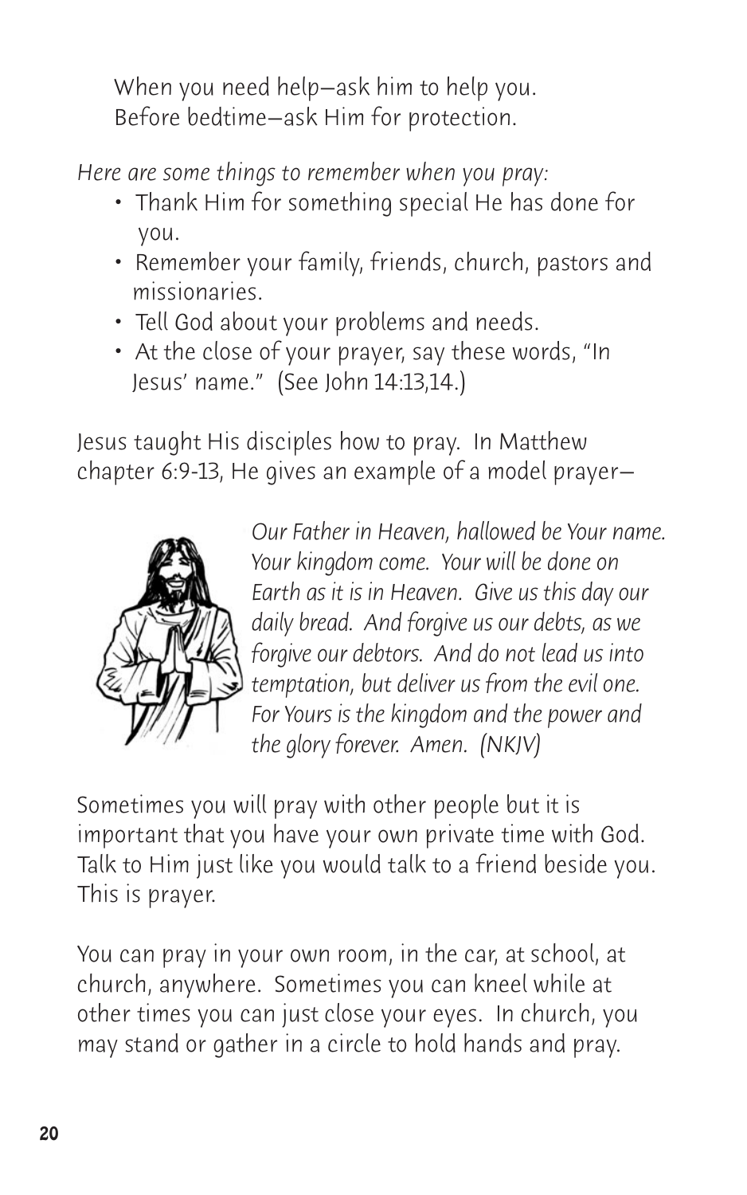When you need help—ask him to help you.
Before bedtime—ask Him for protection.

*Here are some things to remember when you pray:*

- Thank Him for something special He has done for you.
- Remember your family, friends, church, pastors and missionaries.
- Tell God about your problems and needs.
- At the close of your prayer, say these words, "In Jesus' name." (See John 14:13,14.)

Jesus taught His disciples how to pray. In Matthew chapter 6:9-13, He gives an example of a model prayer—

*Our Father in Heaven, hallowed be Your name. Your kingdom come. Your will be done on Earth as it is in Heaven. Give us this day our daily bread. And forgive us our debts, as we forgive our debtors. And do not lead us into temptation, but deliver us from the evil one. For Yours is the kingdom and the power and the glory forever. Amen. (NKJV)*

Sometimes you will pray with other people but it is important that you have your own private time with God. Talk to Him just like you would talk to a friend beside you. This is prayer.

You can pray in your own room, in the car, at school, at church, anywhere. Sometimes you can kneel while at other times you can just close your eyes. In church, you may stand or gather in a circle to hold hands and pray.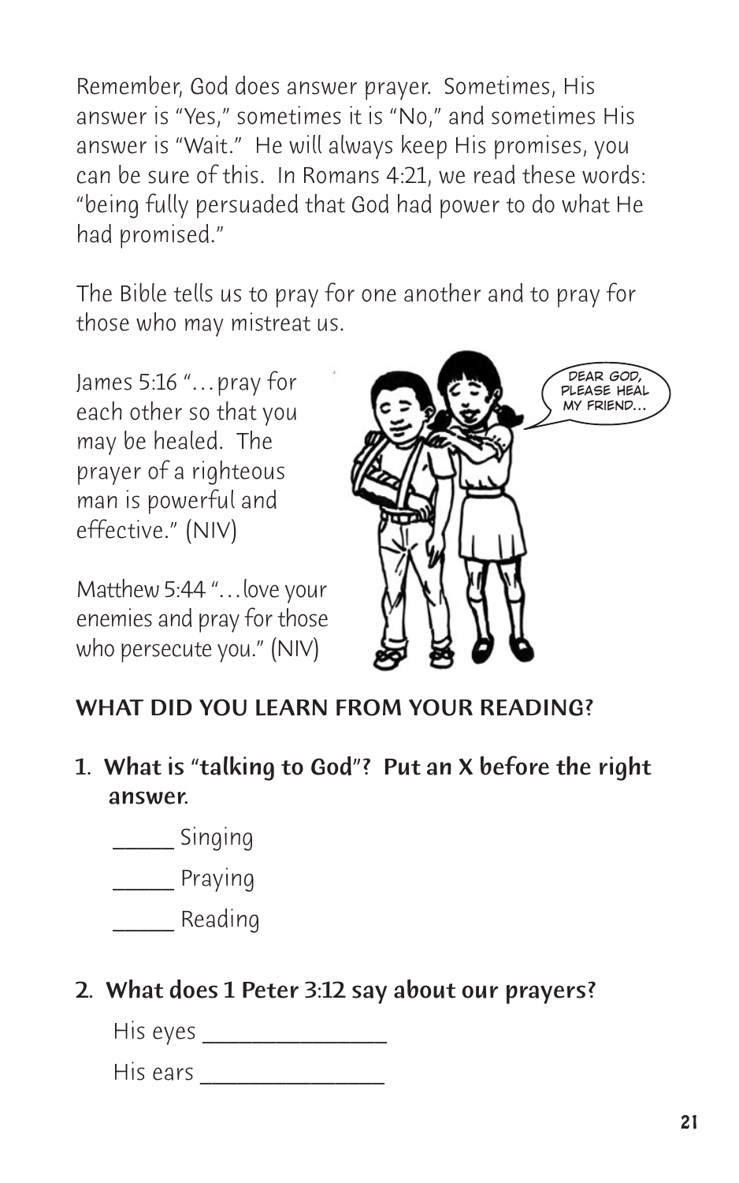Remember, God does answer prayer. Sometimes, His answer is "Yes," sometimes it is "No," and sometimes His answer is "Wait." He will always keep His promises, you can be sure of this. In Romans 4:21, we read these words: "being fully persuaded that God had power to do what He had promised."

The Bible tells us to pray for one another and to pray for those who may mistreat us.

James 5:16 "…pray for each other so that you may be healed. The prayer of a righteous man is powerful and effective." (NIV)

Matthew 5:44 "…love your enemies and pray for those who persecute you." (NIV)

**WHAT DID YOU LEARN FROM YOUR READING?**

**1. What is "talking to God"? Put an X before the right answer.**

_____ Singing

_____ Praying

_____ Reading

**2. What does 1 Peter 3:12 say about our prayers?**

His eyes _______________

His ears _______________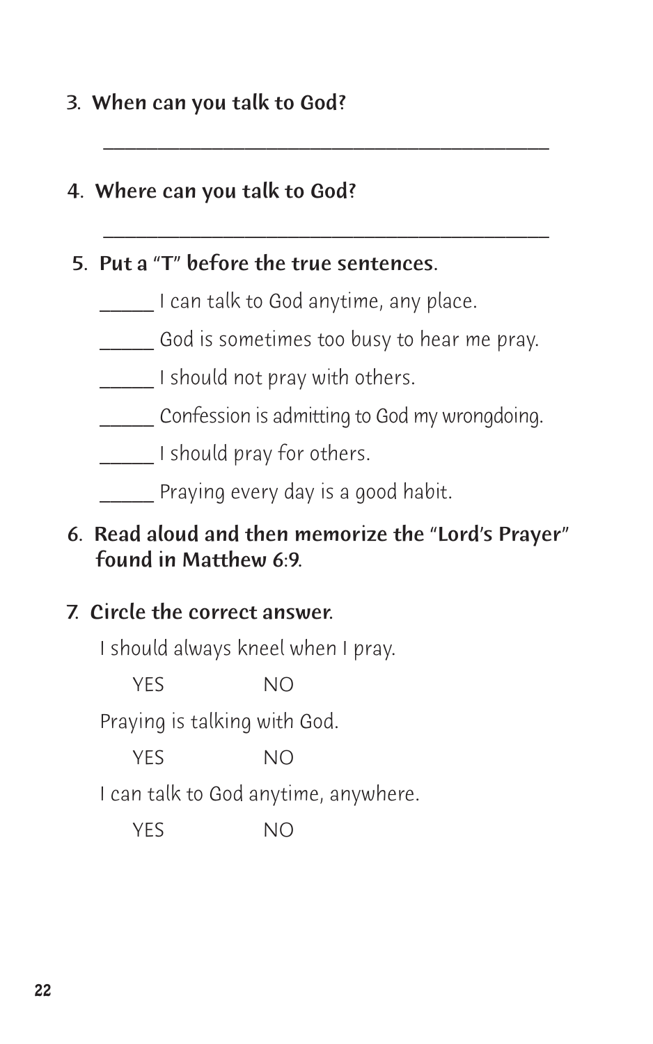3. **When can you talk to God?**

   ___________________________________________

4. **Where can you talk to God?**

   ___________________________________________

5. **Put a "T" before the true sentences.**

   _____ I can talk to God anytime, any place.

   _____ God is sometimes too busy to hear me pray.

   _____ I should not pray with others.

   _____ Confession is admitting to God my wrongdoing.

   _____ I should pray for others.

   _____ Praying every day is a good habit.

6. **Read aloud and then memorize the "Lord's Prayer" found in Matthew 6:9.**

7. **Circle the correct answer.**

   I should always kneel when I pray.

   YES NO

   Praying is talking with God.

   YES NO

   I can talk to God anytime, anywhere.

   YES NO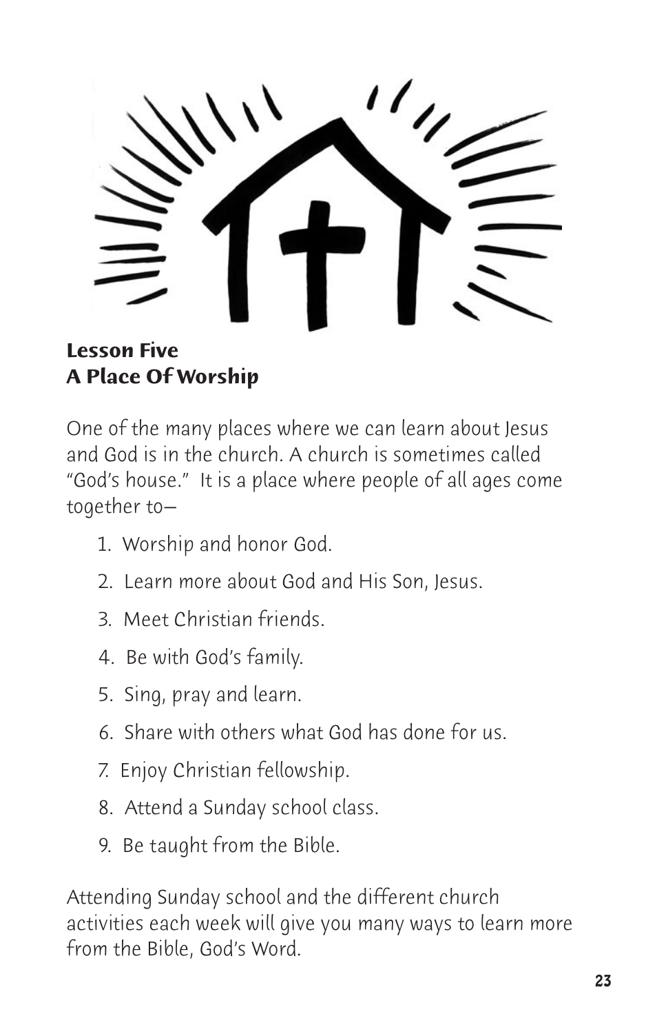## Lesson Five
## A Place Of Worship

One of the many places where we can learn about Jesus and God is in the church. A church is sometimes called "God's house." It is a place where people of all ages come together to–

1. Worship and honor God.
2. Learn more about God and His Son, Jesus.
3. Meet Christian friends.
4. Be with God's family.
5. Sing, pray and learn.
6. Share with others what God has done for us.
7. Enjoy Christian fellowship.
8. Attend a Sunday school class.
9. Be taught from the Bible.

Attending Sunday school and the different church activities each week will give you many ways to learn more from the Bible, God's Word.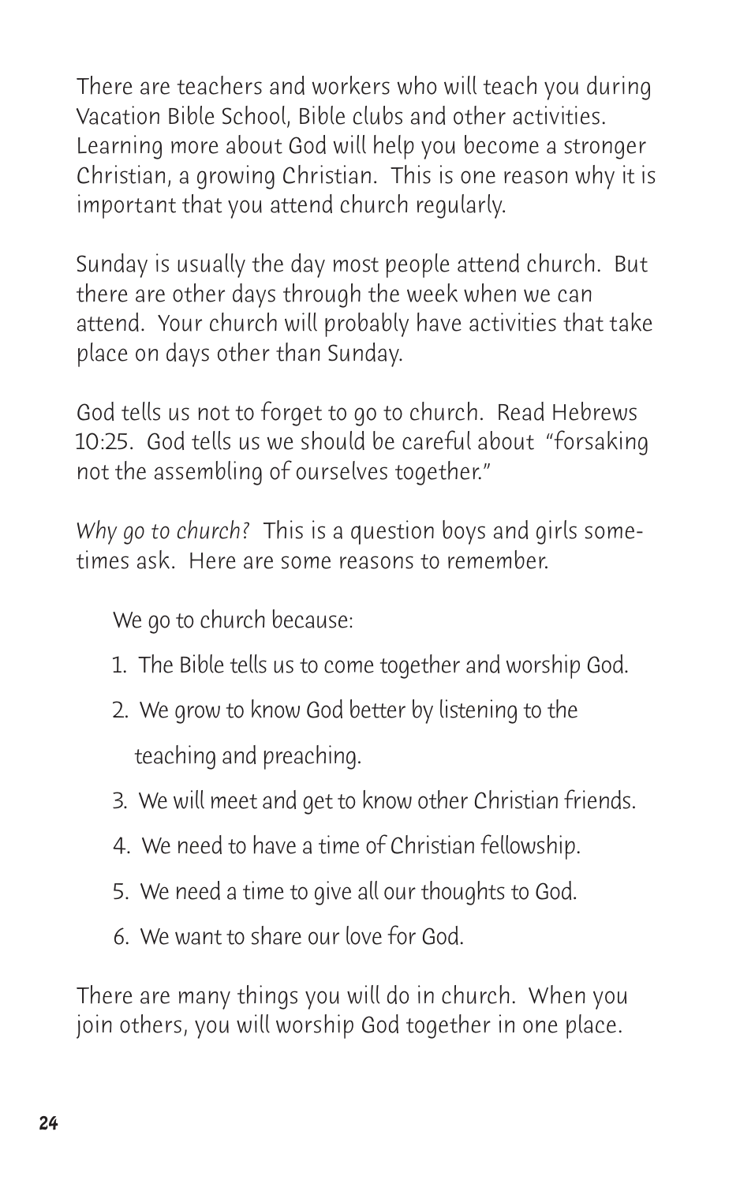There are teachers and workers who will teach you during Vacation Bible School, Bible clubs and other activities. Learning more about God will help you become a stronger Christian, a growing Christian. This is one reason why it is important that you attend church regularly.

Sunday is usually the day most people attend church. But there are other days through the week when we can attend. Your church will probably have activities that take place on days other than Sunday.

God tells us not to forget to go to church. Read Hebrews 10:25. God tells us we should be careful about "forsaking not the assembling of ourselves together."

*Why go to church?* This is a question boys and girls sometimes ask. Here are some reasons to remember.

We go to church because:

1. The Bible tells us to come together and worship God.
2. We grow to know God better by listening to the teaching and preaching.
3. We will meet and get to know other Christian friends.
4. We need to have a time of Christian fellowship.
5. We need a time to give all our thoughts to God.
6. We want to share our love for God.

There are many things you will do in church. When you join others, you will worship God together in one place.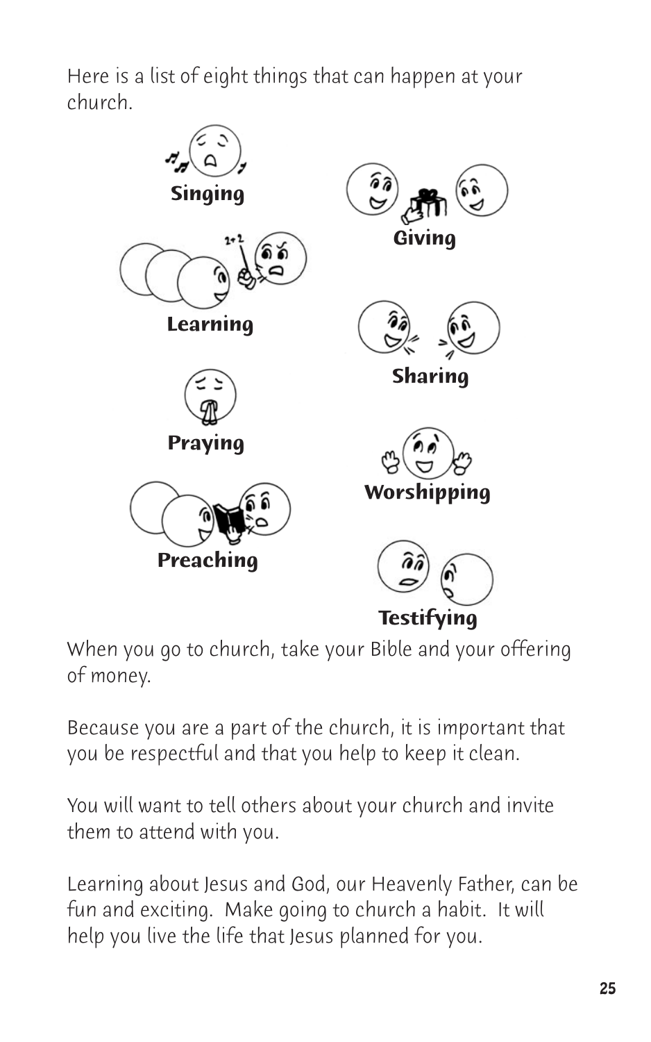Here is a list of eight things that can happen at your church.

- Singing
- Giving
- Learning
- Sharing
- Praying
- Worshipping
- Preaching
- Testifying

When you go to church, take your Bible and your offering of money.

Because you are a part of the church, it is important that you be respectful and that you help to keep it clean.

You will want to tell others about your church and invite them to attend with you.

Learning about Jesus and God, our Heavenly Father, can be fun and exciting. Make going to church a habit. It will help you live the life that Jesus planned for you.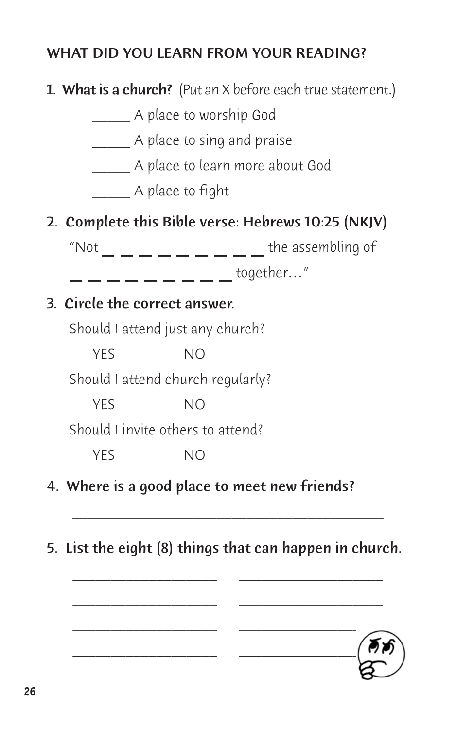## WHAT DID YOU LEARN FROM YOUR READING?

1. **What is a church?** (Put an X before each true statement.)

   _____ A place to worship God

   _____ A place to sing and praise

   _____ A place to learn more about God

   _____ A place to fight

2. **Complete this Bible verse: Hebrews 10:25 (NKJV)**

   "Not _ _ _ _ _ _ _ _ _ _ the assembling of _ _ _ _ _ _ _ _ _ _ together…"

3. **Circle the correct answer.**

   Should I attend just any church?

   YES NO

   Should I attend church regularly?

   YES NO

   Should I invite others to attend?

   YES NO

4. **Where is a good place to meet new friends?**

   ______________________________________________

5. **List the eight (8) things that can happen in church.**

   _____________________ _____________________

   _____________________ _____________________

   _____________________ _____________________

   _____________________ _____________________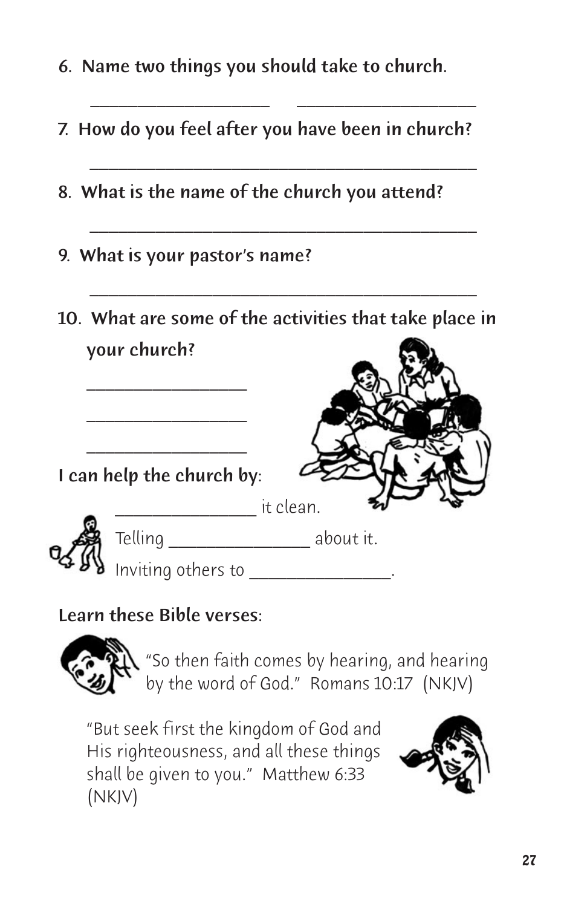6. **Name two things you should take to church.**

    ____________________ ____________________

7. **How do you feel after you have been in church?**

    ________________________________________

8. **What is the name of the church you attend?**

    ________________________________________

9. **What is your pastor's name?**

    ________________________________________

10. **What are some of the activities that take place in your church?**

    __________________

    __________________

    __________________

**I can help the church by:**

_______________ it clean.

Telling _______________ about it.

Inviting others to _______________.

**Learn these Bible verses:**

"So then faith comes by hearing, and hearing by the word of God." Romans 10:17 (NKJV)

"But seek first the kingdom of God and His righteousness, and all these things shall be given to you." Matthew 6:33 (NKJV)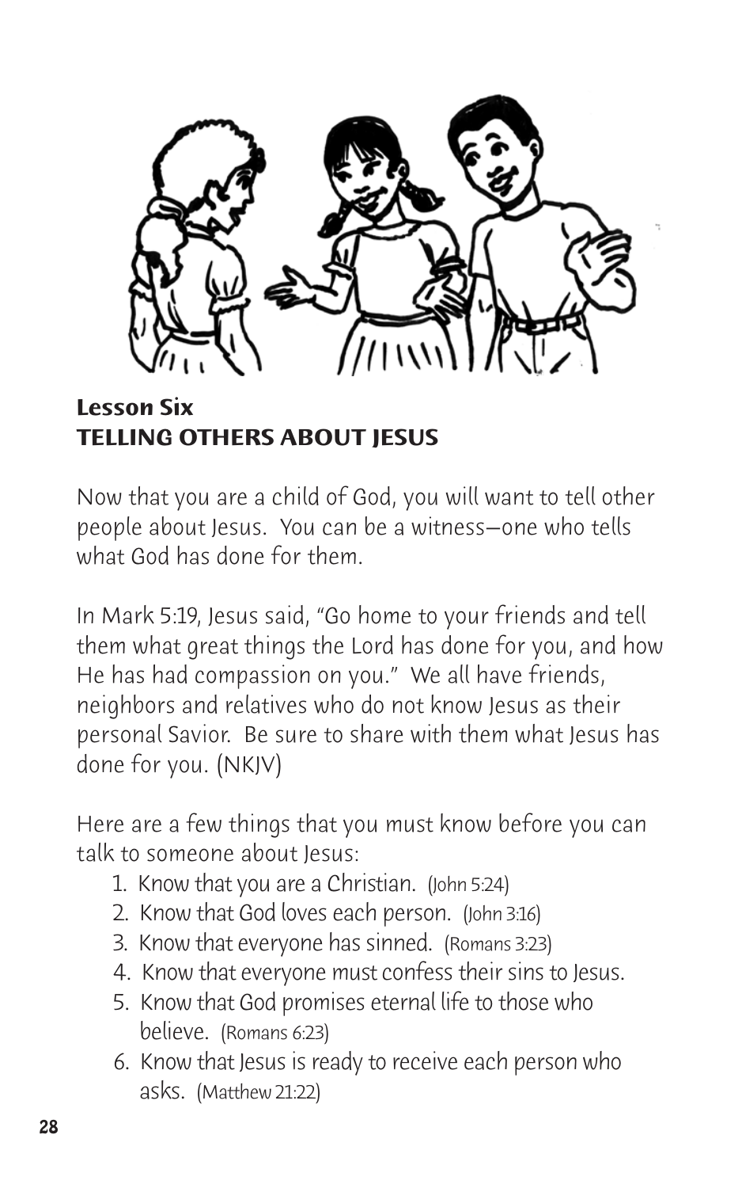## Lesson Six
## TELLING OTHERS ABOUT JESUS

Now that you are a child of God, you will want to tell other people about Jesus. You can be a witness—one who tells what God has done for them.

In Mark 5:19, Jesus said, "Go home to your friends and tell them what great things the Lord has done for you, and how He has had compassion on you." We all have friends, neighbors and relatives who do not know Jesus as their personal Savior. Be sure to share with them what Jesus has done for you. (NKJV)

Here are a few things that you must know before you can talk to someone about Jesus:

1. Know that you are a Christian. (John 5:24)
2. Know that God loves each person. (John 3:16)
3. Know that everyone has sinned. (Romans 3:23)
4. Know that everyone must confess their sins to Jesus.
5. Know that God promises eternal life to those who believe. (Romans 6:23)
6. Know that Jesus is ready to receive each person who asks. (Matthew 21:22)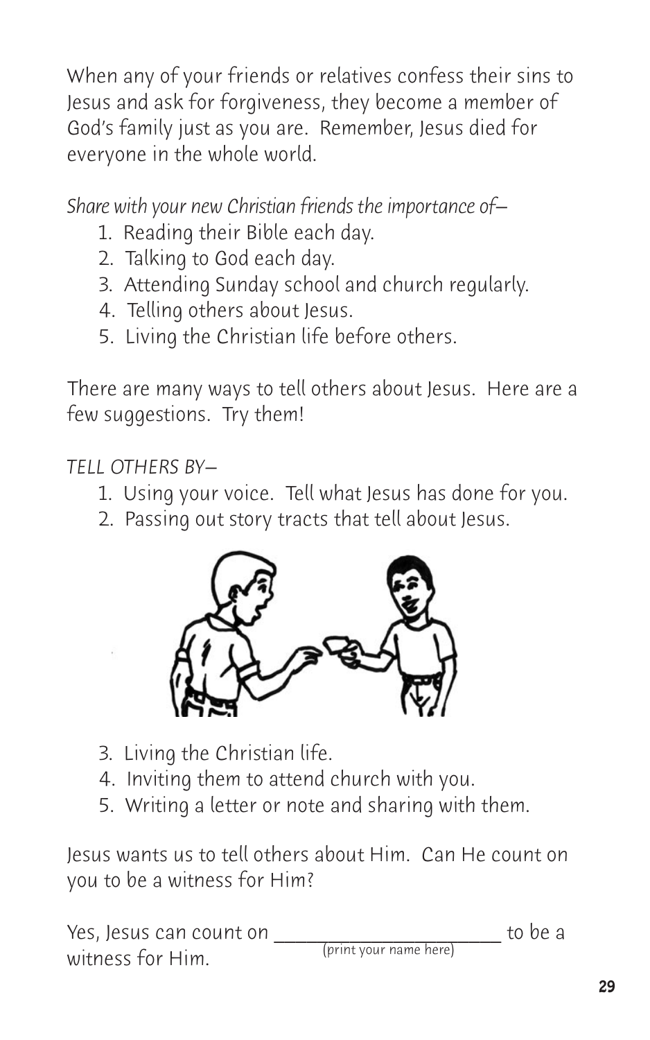When any of your friends or relatives confess their sins to Jesus and ask for forgiveness, they become a member of God's family just as you are. Remember, Jesus died for everyone in the whole world.

*Share with your new Christian friends the importance of—*

1. Reading their Bible each day.
2. Talking to God each day.
3. Attending Sunday school and church regularly.
4. Telling others about Jesus.
5. Living the Christian life before others.

There are many ways to tell others about Jesus. Here are a few suggestions. Try them!

*TELL OTHERS BY—*

1. Using your voice. Tell what Jesus has done for you.
2. Passing out story tracts that tell about Jesus.
3. Living the Christian life.
4. Inviting them to attend church with you.
5. Writing a letter or note and sharing with them.

Jesus wants us to tell others about Him. Can He count on you to be a witness for Him?

Yes, Jesus can count on ______________________ to be a witness for Him.
(print your name here)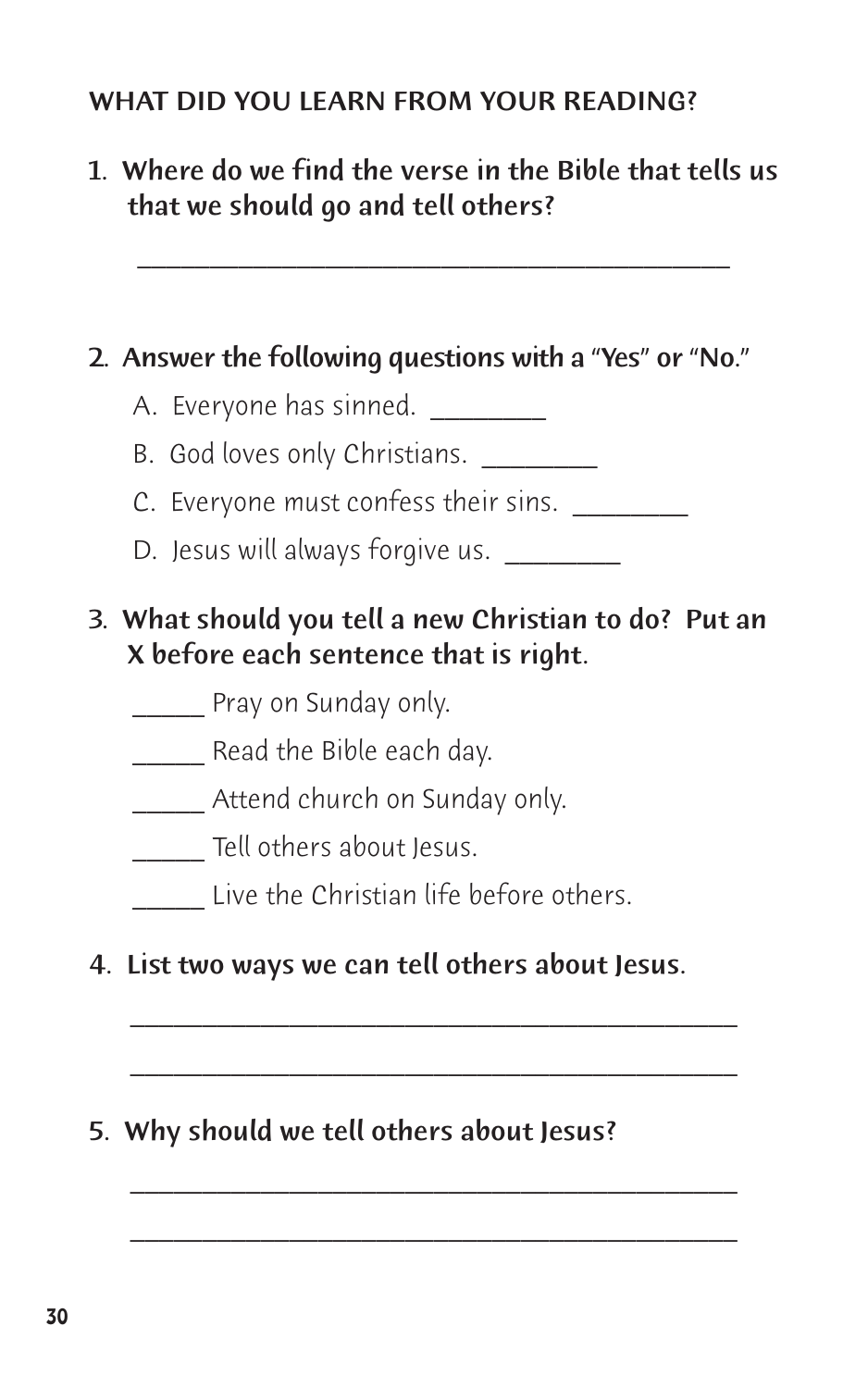## WHAT DID YOU LEARN FROM YOUR READING?

1. **Where do we find the verse in the Bible that tells us that we should go and tell others?**

   ______________________________________________

2. **Answer the following questions with a "Yes" or "No."**

   A. Everyone has sinned. ________

   B. God loves only Christians. ________

   C. Everyone must confess their sins. ________

   D. Jesus will always forgive us. ________

3. **What should you tell a new Christian to do? Put an X before each sentence that is right.**

   _____ Pray on Sunday only.

   _____ Read the Bible each day.

   _____ Attend church on Sunday only.

   _____ Tell others about Jesus.

   _____ Live the Christian life before others.

4. **List two ways we can tell others about Jesus.**

   ______________________________________________

   ______________________________________________

5. **Why should we tell others about Jesus?**

   ______________________________________________

   ______________________________________________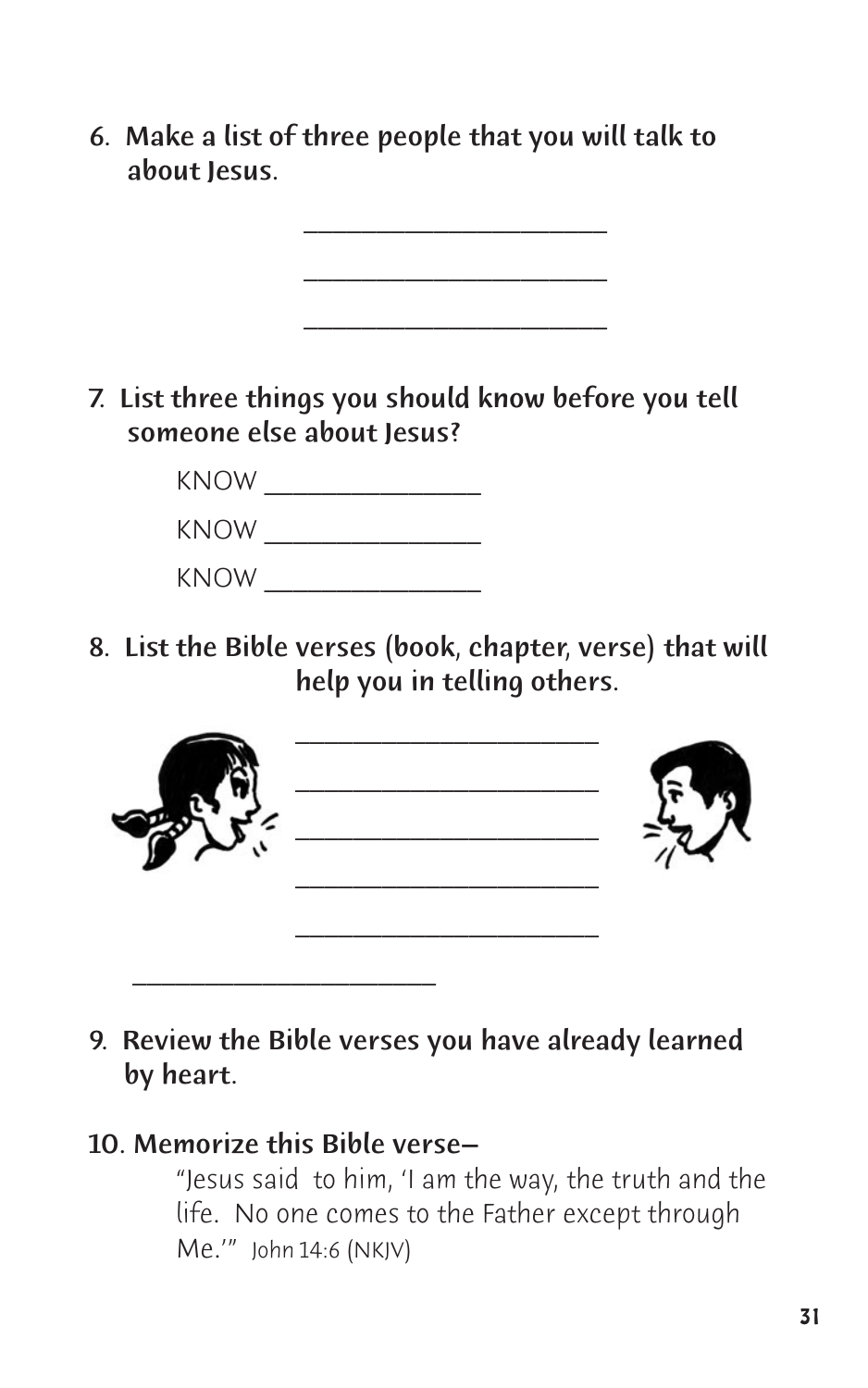6. **Make a list of three people that you will talk to about Jesus.**

_______________________

_______________________

_______________________

7. **List three things you should know before you tell someone else about Jesus?**

KNOW _______________

KNOW _______________

KNOW _______________

8. **List the Bible verses (book, chapter, verse) that will help you in telling others.**

_______________________

_______________________

_______________________

_______________________

_______________________

_______________________

9. **Review the Bible verses you have already learned by heart.**

10. **Memorize this Bible verse–**

"Jesus said to him, 'I am the way, the truth and the life. No one comes to the Father except through Me.'" John 14:6 (NKJV)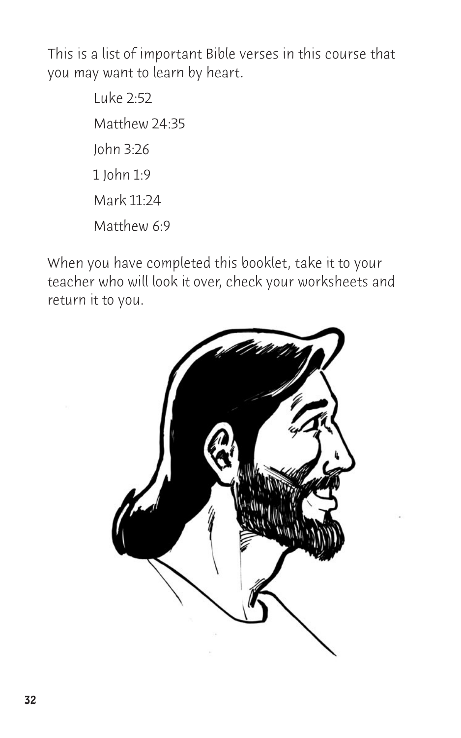This is a list of important Bible verses in this course that you may want to learn by heart.

- Luke 2:52
- Matthew 24:35
- John 3:26
- 1 John 1:9
- Mark 11:24
- Matthew 6:9

When you have completed this booklet, take it to your teacher who will look it over, check your worksheets and return it to you.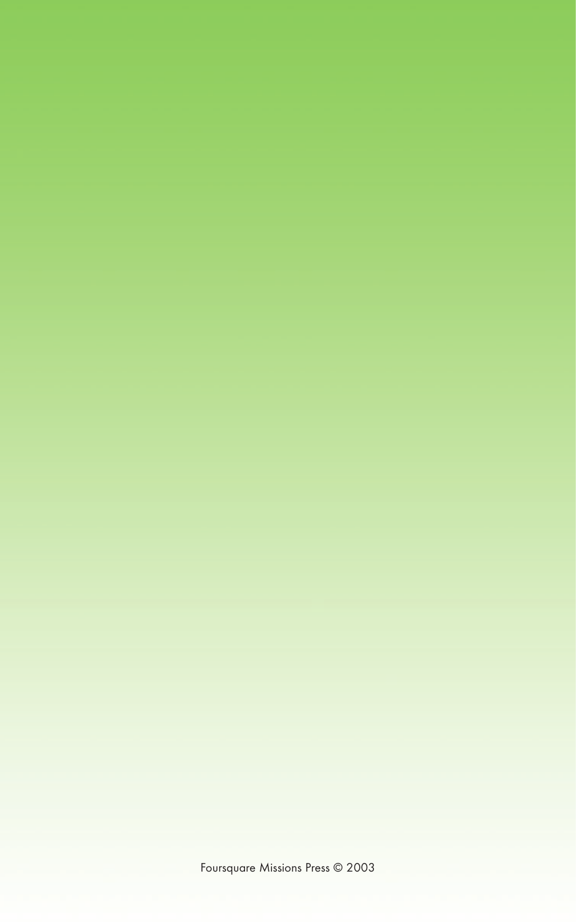Foursquare Missions Press © 2003